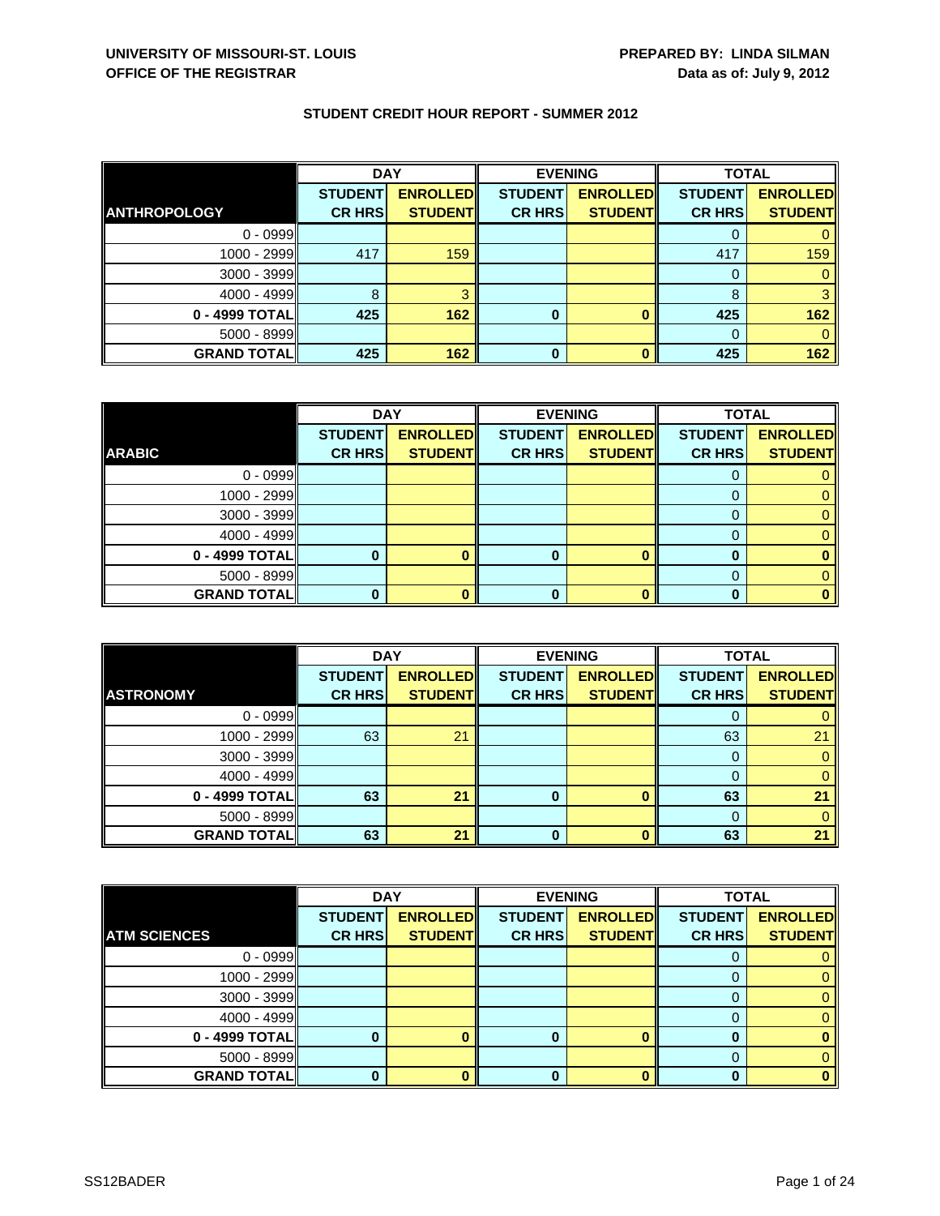**UNIVERSITY OF MISSOURI-ST. LOUIS**
**OFFICE OF THE REGISTRAR**

**PREPARED BY: LINDA SILMAN**
**Data as of: July 9, 2012**

## STUDENT CREDIT HOUR REPORT - SUMMER 2012

| | DAY | | EVENING | | TOTAL | |
|---|---|---|---|---|---|---|
| **ANTHROPOLOGY** | **STUDENT CR HRS** | **ENROLLED STUDENT** | **STUDENT CR HRS** | **ENROLLED STUDENT** | **STUDENT CR HRS** | **ENROLLED STUDENT** |
| 0 - 0999 | | | | | 0 | 0 |
| 1000 - 2999 | 417 | 159 | | | 417 | 159 |
| 3000 - 3999 | | | | | 0 | 0 |
| 4000 - 4999 | 8 | 3 | | | 8 | 3 |
| **0 - 4999 TOTAL** | **425** | **162** | **0** | **0** | **425** | **162** |
| 5000 - 8999 | | | | | 0 | 0 |
| **GRAND TOTAL** | **425** | **162** | **0** | **0** | **425** | **162** |

| | DAY | | EVENING | | TOTAL | |
|---|---|---|---|---|---|---|
| **ARABIC** | **STUDENT CR HRS** | **ENROLLED STUDENT** | **STUDENT CR HRS** | **ENROLLED STUDENT** | **STUDENT CR HRS** | **ENROLLED STUDENT** |
| 0 - 0999 | | | | | 0 | 0 |
| 1000 - 2999 | | | | | 0 | 0 |
| 3000 - 3999 | | | | | 0 | 0 |
| 4000 - 4999 | | | | | 0 | 0 |
| **0 - 4999 TOTAL** | **0** | **0** | **0** | **0** | **0** | **0** |
| 5000 - 8999 | | | | | 0 | 0 |
| **GRAND TOTAL** | **0** | **0** | **0** | **0** | **0** | **0** |

| | DAY | | EVENING | | TOTAL | |
|---|---|---|---|---|---|---|
| **ASTRONOMY** | **STUDENT CR HRS** | **ENROLLED STUDENT** | **STUDENT CR HRS** | **ENROLLED STUDENT** | **STUDENT CR HRS** | **ENROLLED STUDENT** |
| 0 - 0999 | | | | | 0 | 0 |
| 1000 - 2999 | 63 | 21 | | | 63 | 21 |
| 3000 - 3999 | | | | | 0 | 0 |
| 4000 - 4999 | | | | | 0 | 0 |
| **0 - 4999 TOTAL** | **63** | **21** | **0** | **0** | **63** | **21** |
| 5000 - 8999 | | | | | 0 | 0 |
| **GRAND TOTAL** | **63** | **21** | **0** | **0** | **63** | **21** |

| | DAY | | EVENING | | TOTAL | |
|---|---|---|---|---|---|---|
| **ATM SCIENCES** | **STUDENT CR HRS** | **ENROLLED STUDENT** | **STUDENT CR HRS** | **ENROLLED STUDENT** | **STUDENT CR HRS** | **ENROLLED STUDENT** |
| 0 - 0999 | | | | | 0 | 0 |
| 1000 - 2999 | | | | | 0 | 0 |
| 3000 - 3999 | | | | | 0 | 0 |
| 4000 - 4999 | | | | | 0 | 0 |
| **0 - 4999 TOTAL** | **0** | **0** | **0** | **0** | **0** | **0** |
| 5000 - 8999 | | | | | 0 | 0 |
| **GRAND TOTAL** | **0** | **0** | **0** | **0** | **0** | **0** |

SS12BADER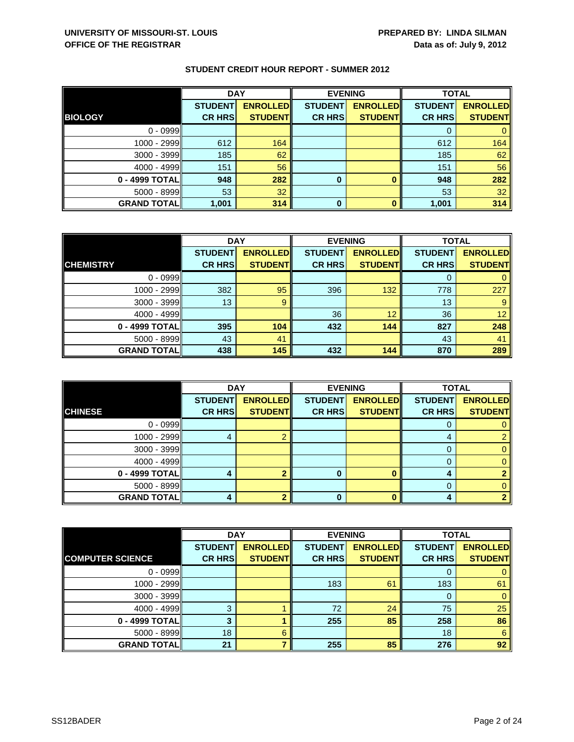**UNIVERSITY OF MISSOURI-ST. LOUIS**
**OFFICE OF THE REGISTRAR**

**PREPARED BY: LINDA SILMAN**
**Data as of: July 9, 2012**

## STUDENT CREDIT HOUR REPORT - SUMMER 2012

| BIOLOGY | DAY | | EVENING | | TOTAL | |
|---|---|---|---|---|---|---|
| | STUDENT CR HRS | ENROLLED STUDENT | STUDENT CR HRS | ENROLLED STUDENT | STUDENT CR HRS | ENROLLED STUDENT |
| 0 - 0999 | | | | | 0 | 0 |
| 1000 - 2999 | 612 | 164 | | | 612 | 164 |
| 3000 - 3999 | 185 | 62 | | | 185 | 62 |
| 4000 - 4999 | 151 | 56 | | | 151 | 56 |
| **0 - 4999 TOTAL** | **948** | **282** | **0** | **0** | **948** | **282** |
| 5000 - 8999 | 53 | 32 | | | 53 | 32 |
| **GRAND TOTAL** | **1,001** | **314** | **0** | **0** | **1,001** | **314** |

| CHEMISTRY | DAY | | EVENING | | TOTAL | |
|---|---|---|---|---|---|---|
| | STUDENT CR HRS | ENROLLED STUDENT | STUDENT CR HRS | ENROLLED STUDENT | STUDENT CR HRS | ENROLLED STUDENT |
| 0 - 0999 | | | | | 0 | 0 |
| 1000 - 2999 | 382 | 95 | 396 | 132 | 778 | 227 |
| 3000 - 3999 | 13 | 9 | | | 13 | 9 |
| 4000 - 4999 | | | 36 | 12 | 36 | 12 |
| **0 - 4999 TOTAL** | **395** | **104** | **432** | **144** | **827** | **248** |
| 5000 - 8999 | 43 | 41 | | | 43 | 41 |
| **GRAND TOTAL** | **438** | **145** | **432** | **144** | **870** | **289** |

| CHINESE | DAY | | EVENING | | TOTAL | |
|---|---|---|---|---|---|---|
| | STUDENT CR HRS | ENROLLED STUDENT | STUDENT CR HRS | ENROLLED STUDENT | STUDENT CR HRS | ENROLLED STUDENT |
| 0 - 0999 | | | | | 0 | 0 |
| 1000 - 2999 | 4 | 2 | | | 4 | 2 |
| 3000 - 3999 | | | | | 0 | 0 |
| 4000 - 4999 | | | | | 0 | 0 |
| **0 - 4999 TOTAL** | **4** | **2** | **0** | **0** | **4** | **2** |
| 5000 - 8999 | | | | | 0 | 0 |
| **GRAND TOTAL** | **4** | **2** | **0** | **0** | **4** | **2** |

| COMPUTER SCIENCE | DAY | | EVENING | | TOTAL | |
|---|---|---|---|---|---|---|
| | STUDENT CR HRS | ENROLLED STUDENT | STUDENT CR HRS | ENROLLED STUDENT | STUDENT CR HRS | ENROLLED STUDENT |
| 0 - 0999 | | | | | 0 | 0 |
| 1000 - 2999 | | | 183 | 61 | 183 | 61 |
| 3000 - 3999 | | | | | 0 | 0 |
| 4000 - 4999 | 3 | 1 | 72 | 24 | 75 | 25 |
| **0 - 4999 TOTAL** | **3** | **1** | **255** | **85** | **258** | **86** |
| 5000 - 8999 | 18 | 6 | | | 18 | 6 |
| **GRAND TOTAL** | **21** | **7** | **255** | **85** | **276** | **92** |

SS12BADER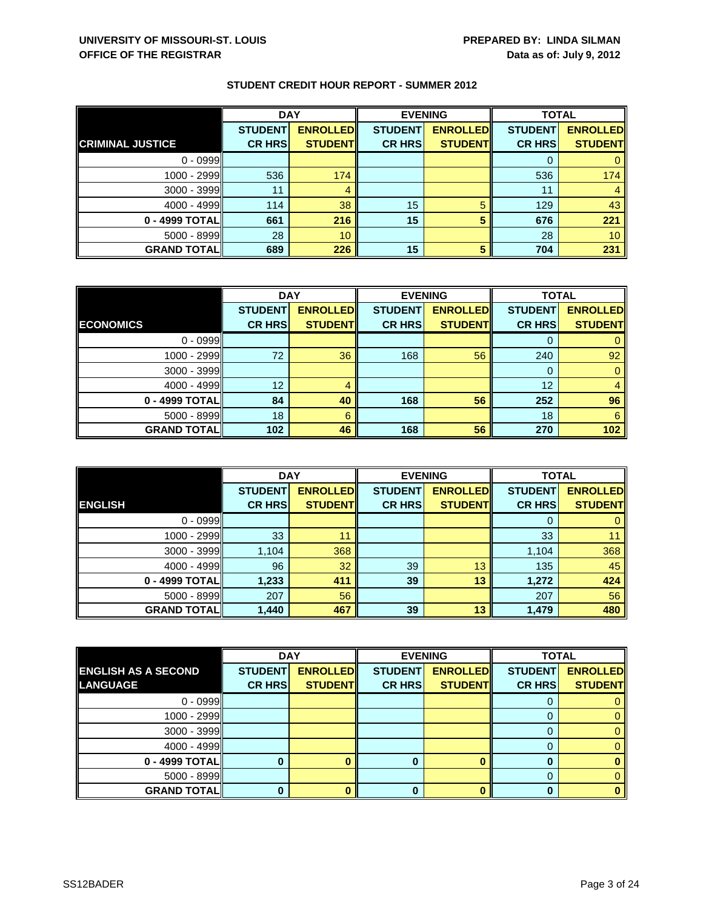**UNIVERSITY OF MISSOURI-ST. LOUIS**
**OFFICE OF THE REGISTRAR**

**PREPARED BY: LINDA SILMAN**
**Data as of: July 9, 2012**

### STUDENT CREDIT HOUR REPORT - SUMMER 2012

| | DAY | | EVENING | | TOTAL | |
|---|---|---|---|---|---|---|
| **CRIMINAL JUSTICE** | **STUDENT CR HRS** | **ENROLLED STUDENT** | **STUDENT CR HRS** | **ENROLLED STUDENT** | **STUDENT CR HRS** | **ENROLLED STUDENT** |
| 0 - 0999 | | | | | 0 | 0 |
| 1000 - 2999 | 536 | 174 | | | 536 | 174 |
| 3000 - 3999 | 11 | 4 | | | 11 | 4 |
| 4000 - 4999 | 114 | 38 | 15 | 5 | 129 | 43 |
| **0 - 4999 TOTAL** | **661** | **216** | **15** | **5** | **676** | **221** |
| 5000 - 8999 | 28 | 10 | | | 28 | 10 |
| **GRAND TOTAL** | **689** | **226** | **15** | **5** | **704** | **231** |

| | DAY | | EVENING | | TOTAL | |
|---|---|---|---|---|---|---|
| **ECONOMICS** | **STUDENT CR HRS** | **ENROLLED STUDENT** | **STUDENT CR HRS** | **ENROLLED STUDENT** | **STUDENT CR HRS** | **ENROLLED STUDENT** |
| 0 - 0999 | | | | | 0 | 0 |
| 1000 - 2999 | 72 | 36 | 168 | 56 | 240 | 92 |
| 3000 - 3999 | | | | | 0 | 0 |
| 4000 - 4999 | 12 | 4 | | | 12 | 4 |
| **0 - 4999 TOTAL** | **84** | **40** | **168** | **56** | **252** | **96** |
| 5000 - 8999 | 18 | 6 | | | 18 | 6 |
| **GRAND TOTAL** | **102** | **46** | **168** | **56** | **270** | **102** |

| | DAY | | EVENING | | TOTAL | |
|---|---|---|---|---|---|---|
| **ENGLISH** | **STUDENT CR HRS** | **ENROLLED STUDENT** | **STUDENT CR HRS** | **ENROLLED STUDENT** | **STUDENT CR HRS** | **ENROLLED STUDENT** |
| 0 - 0999 | | | | | 0 | 0 |
| 1000 - 2999 | 33 | 11 | | | 33 | 11 |
| 3000 - 3999 | 1,104 | 368 | | | 1,104 | 368 |
| 4000 - 4999 | 96 | 32 | 39 | 13 | 135 | 45 |
| **0 - 4999 TOTAL** | **1,233** | **411** | **39** | **13** | **1,272** | **424** |
| 5000 - 8999 | 207 | 56 | | | 207 | 56 |
| **GRAND TOTAL** | **1,440** | **467** | **39** | **13** | **1,479** | **480** |

| | DAY | | EVENING | | TOTAL | |
|---|---|---|---|---|---|---|
| **ENGLISH AS A SECOND LANGUAGE** | **STUDENT CR HRS** | **ENROLLED STUDENT** | **STUDENT CR HRS** | **ENROLLED STUDENT** | **STUDENT CR HRS** | **ENROLLED STUDENT** |
| 0 - 0999 | | | | | 0 | 0 |
| 1000 - 2999 | | | | | 0 | 0 |
| 3000 - 3999 | | | | | 0 | 0 |
| 4000 - 4999 | | | | | 0 | 0 |
| **0 - 4999 TOTAL** | **0** | **0** | **0** | **0** | **0** | **0** |
| 5000 - 8999 | | | | | 0 | 0 |
| **GRAND TOTAL** | **0** | **0** | **0** | **0** | **0** | **0** |

SS12BADER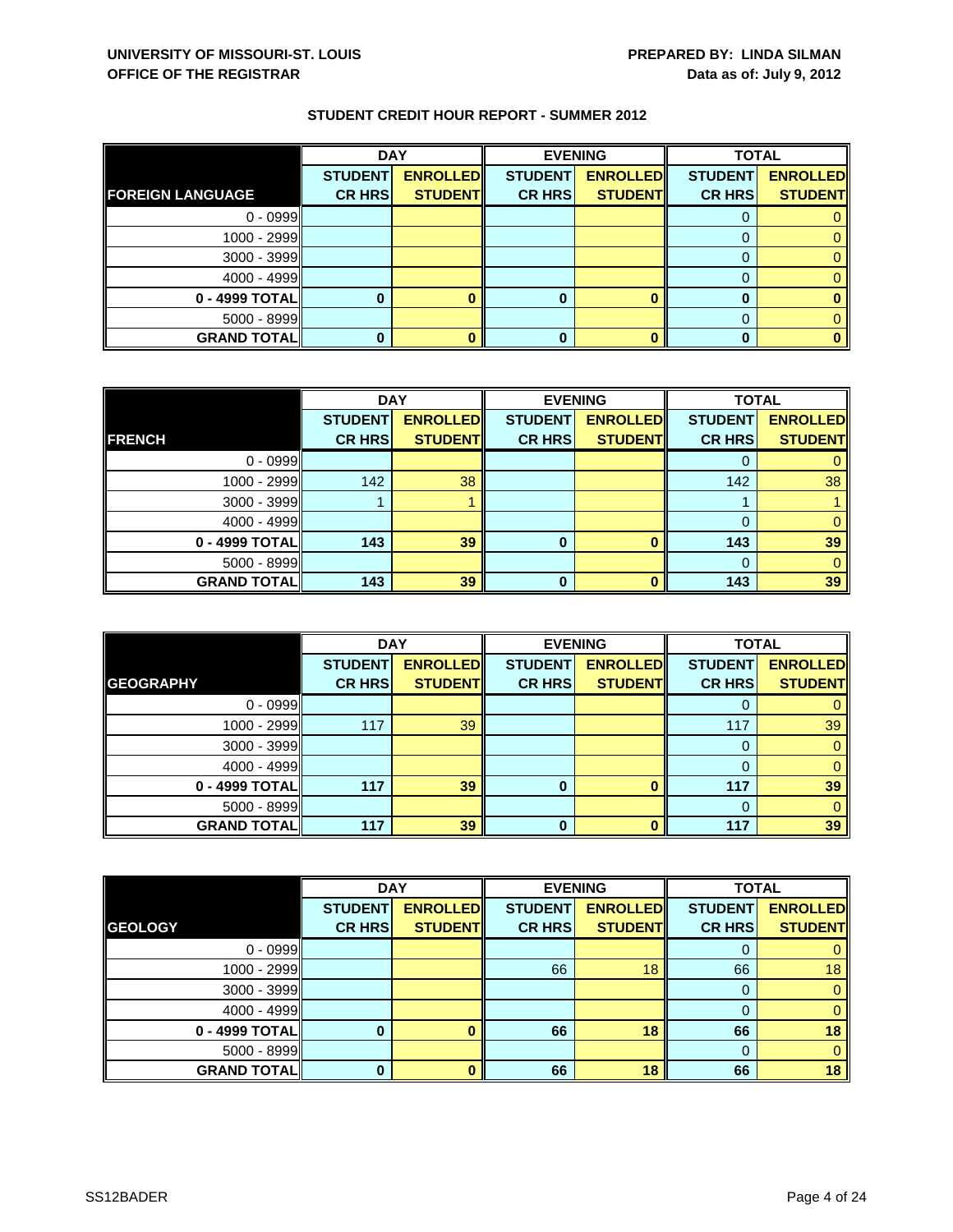**UNIVERSITY OF MISSOURI-ST. LOUIS**
**OFFICE OF THE REGISTRAR**

**PREPARED BY: LINDA SILMAN**
**Data as of: July 9, 2012**

## STUDENT CREDIT HOUR REPORT - SUMMER 2012

| | DAY | | EVENING | | TOTAL | |
|---|---|---|---|---|---|---|
| **FOREIGN LANGUAGE** | **STUDENT CR HRS** | **ENROLLED STUDENT** | **STUDENT CR HRS** | **ENROLLED STUDENT** | **STUDENT CR HRS** | **ENROLLED STUDENT** |
| 0 - 0999 | | | | | 0 | 0 |
| 1000 - 2999 | | | | | 0 | 0 |
| 3000 - 3999 | | | | | 0 | 0 |
| 4000 - 4999 | | | | | 0 | 0 |
| **0 - 4999 TOTAL** | **0** | **0** | **0** | **0** | **0** | **0** |
| 5000 - 8999 | | | | | 0 | 0 |
| **GRAND TOTAL** | **0** | **0** | **0** | **0** | **0** | **0** |

| | DAY | | EVENING | | TOTAL | |
|---|---|---|---|---|---|---|
| **FRENCH** | **STUDENT CR HRS** | **ENROLLED STUDENT** | **STUDENT CR HRS** | **ENROLLED STUDENT** | **STUDENT CR HRS** | **ENROLLED STUDENT** |
| 0 - 0999 | | | | | 0 | 0 |
| 1000 - 2999 | 142 | 38 | | | 142 | 38 |
| 3000 - 3999 | 1 | 1 | | | 1 | 1 |
| 4000 - 4999 | | | | | 0 | 0 |
| **0 - 4999 TOTAL** | **143** | **39** | **0** | **0** | **143** | **39** |
| 5000 - 8999 | | | | | 0 | 0 |
| **GRAND TOTAL** | **143** | **39** | **0** | **0** | **143** | **39** |

| | DAY | | EVENING | | TOTAL | |
|---|---|---|---|---|---|---|
| **GEOGRAPHY** | **STUDENT CR HRS** | **ENROLLED STUDENT** | **STUDENT CR HRS** | **ENROLLED STUDENT** | **STUDENT CR HRS** | **ENROLLED STUDENT** |
| 0 - 0999 | | | | | 0 | 0 |
| 1000 - 2999 | 117 | 39 | | | 117 | 39 |
| 3000 - 3999 | | | | | 0 | 0 |
| 4000 - 4999 | | | | | 0 | 0 |
| **0 - 4999 TOTAL** | **117** | **39** | **0** | **0** | **117** | **39** |
| 5000 - 8999 | | | | | 0 | 0 |
| **GRAND TOTAL** | **117** | **39** | **0** | **0** | **117** | **39** |

| | DAY | | EVENING | | TOTAL | |
|---|---|---|---|---|---|---|
| **GEOLOGY** | **STUDENT CR HRS** | **ENROLLED STUDENT** | **STUDENT CR HRS** | **ENROLLED STUDENT** | **STUDENT CR HRS** | **ENROLLED STUDENT** |
| 0 - 0999 | | | | | 0 | 0 |
| 1000 - 2999 | | | 66 | 18 | 66 | 18 |
| 3000 - 3999 | | | | | 0 | 0 |
| 4000 - 4999 | | | | | 0 | 0 |
| **0 - 4999 TOTAL** | **0** | **0** | **66** | **18** | **66** | **18** |
| 5000 - 8999 | | | | | 0 | 0 |
| **GRAND TOTAL** | **0** | **0** | **66** | **18** | **66** | **18** |

SS12BADER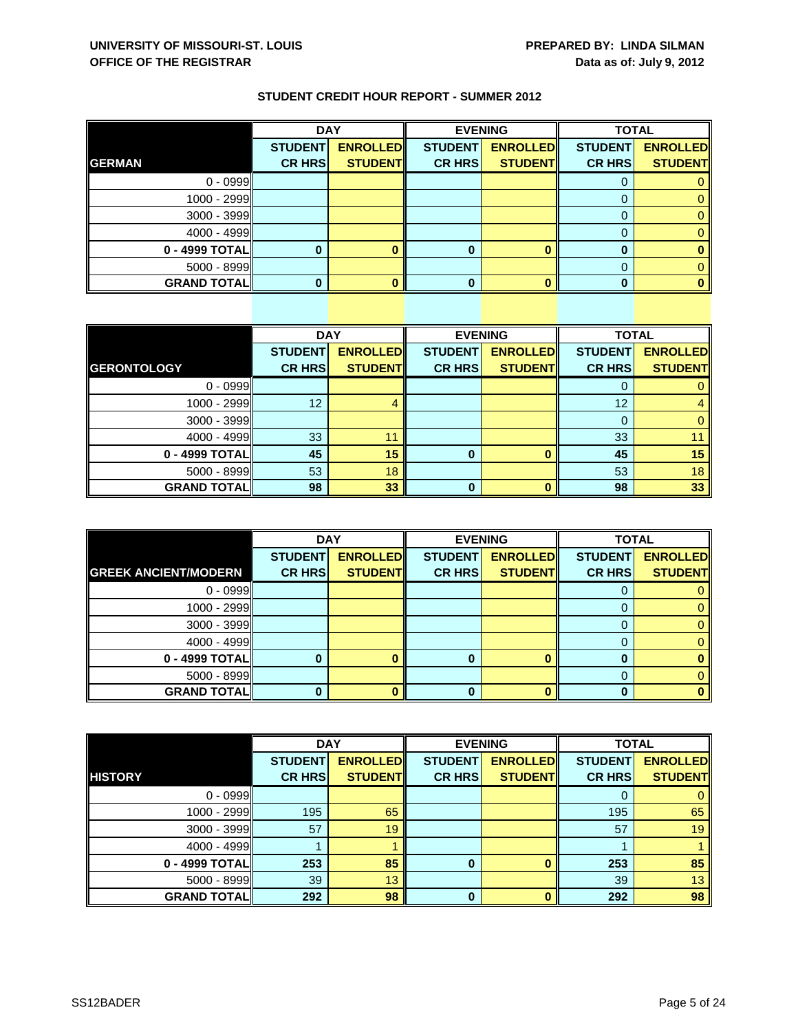**UNIVERSITY OF MISSOURI-ST. LOUIS**
**OFFICE OF THE REGISTRAR**

**PREPARED BY: LINDA SILMAN**
**Data as of: July 9, 2012**

## STUDENT CREDIT HOUR REPORT - SUMMER 2012

| | DAY | | EVENING | | TOTAL | |
|---|---|---|---|---|---|---|
| **GERMAN** | **STUDENT CR HRS** | **ENROLLED STUDENT** | **STUDENT CR HRS** | **ENROLLED STUDENT** | **STUDENT CR HRS** | **ENROLLED STUDENT** |
| 0 - 0999 | | | | | 0 | 0 |
| 1000 - 2999 | | | | | 0 | 0 |
| 3000 - 3999 | | | | | 0 | 0 |
| 4000 - 4999 | | | | | 0 | 0 |
| **0 - 4999 TOTAL** | **0** | **0** | **0** | **0** | **0** | **0** |
| 5000 - 8999 | | | | | 0 | 0 |
| **GRAND TOTAL** | **0** | **0** | **0** | **0** | **0** | **0** |

| | DAY | | EVENING | | TOTAL | |
|---|---|---|---|---|---|---|
| **GERONTOLOGY** | **STUDENT CR HRS** | **ENROLLED STUDENT** | **STUDENT CR HRS** | **ENROLLED STUDENT** | **STUDENT CR HRS** | **ENROLLED STUDENT** |
| 0 - 0999 | | | | | 0 | 0 |
| 1000 - 2999 | 12 | 4 | | | 12 | 4 |
| 3000 - 3999 | | | | | 0 | 0 |
| 4000 - 4999 | 33 | 11 | | | 33 | 11 |
| **0 - 4999 TOTAL** | **45** | **15** | **0** | **0** | **45** | **15** |
| 5000 - 8999 | 53 | 18 | | | 53 | 18 |
| **GRAND TOTAL** | **98** | **33** | **0** | **0** | **98** | **33** |

| | DAY | | EVENING | | TOTAL | |
|---|---|---|---|---|---|---|
| **GREEK ANCIENT/MODERN** | **STUDENT CR HRS** | **ENROLLED STUDENT** | **STUDENT CR HRS** | **ENROLLED STUDENT** | **STUDENT CR HRS** | **ENROLLED STUDENT** |
| 0 - 0999 | | | | | 0 | 0 |
| 1000 - 2999 | | | | | 0 | 0 |
| 3000 - 3999 | | | | | 0 | 0 |
| 4000 - 4999 | | | | | 0 | 0 |
| **0 - 4999 TOTAL** | **0** | **0** | **0** | **0** | **0** | **0** |
| 5000 - 8999 | | | | | 0 | 0 |
| **GRAND TOTAL** | **0** | **0** | **0** | **0** | **0** | **0** |

| | DAY | | EVENING | | TOTAL | |
|---|---|---|---|---|---|---|
| **HISTORY** | **STUDENT CR HRS** | **ENROLLED STUDENT** | **STUDENT CR HRS** | **ENROLLED STUDENT** | **STUDENT CR HRS** | **ENROLLED STUDENT** |
| 0 - 0999 | | | | | 0 | 0 |
| 1000 - 2999 | 195 | 65 | | | 195 | 65 |
| 3000 - 3999 | 57 | 19 | | | 57 | 19 |
| 4000 - 4999 | 1 | 1 | | | 1 | 1 |
| **0 - 4999 TOTAL** | **253** | **85** | **0** | **0** | **253** | **85** |
| 5000 - 8999 | 39 | 13 | | | 39 | 13 |
| **GRAND TOTAL** | **292** | **98** | **0** | **0** | **292** | **98** |

SS12BADER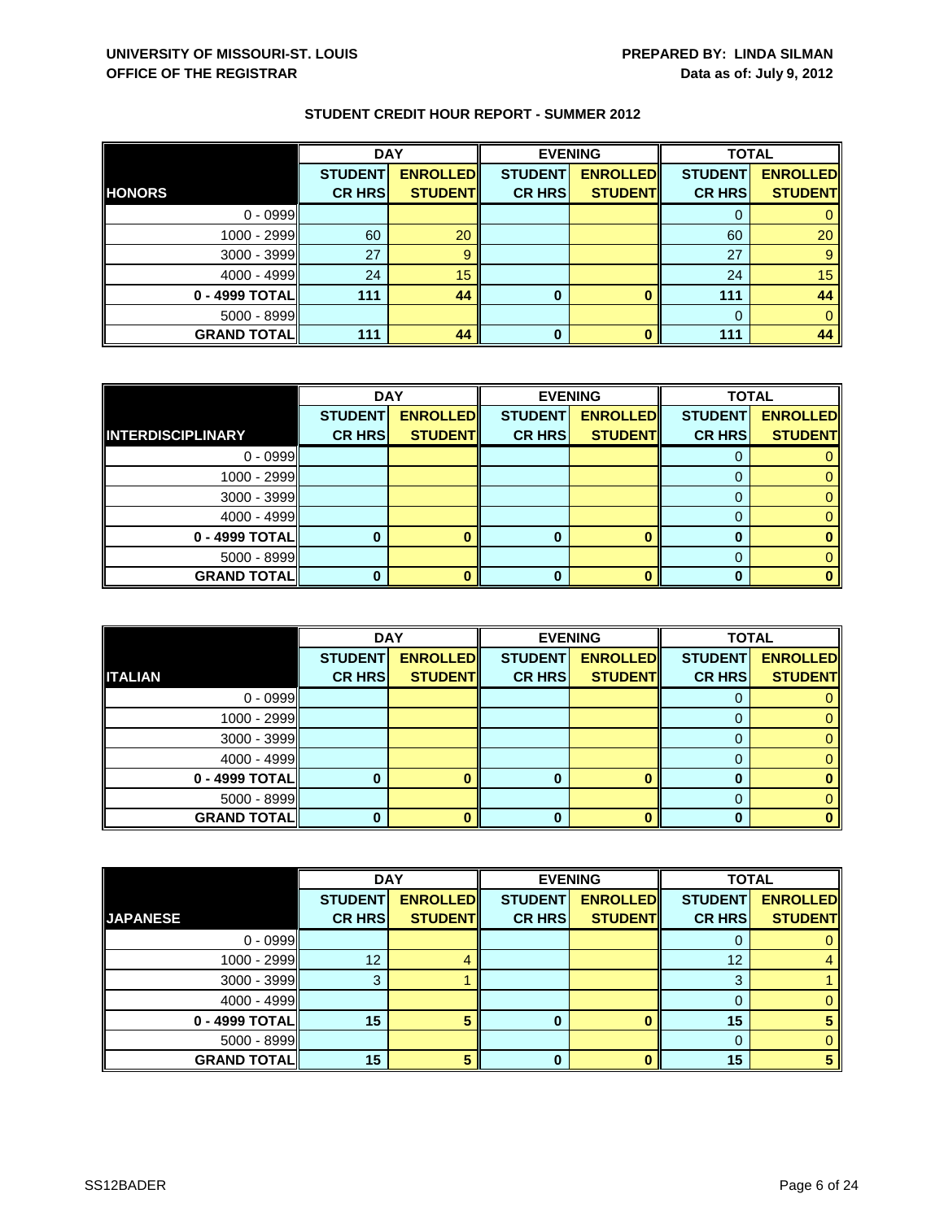UNIVERSITY OF MISSOURI-ST. LOUIS
OFFICE OF THE REGISTRAR

PREPARED BY: LINDA SILMAN
Data as of: July 9, 2012

## STUDENT CREDIT HOUR REPORT - SUMMER 2012

| HONORS | DAY | | EVENING | | TOTAL | |
|---|---|---|---|---|---|---|
| | STUDENT CR HRS | ENROLLED STUDENT | STUDENT CR HRS | ENROLLED STUDENT | STUDENT CR HRS | ENROLLED STUDENT |
| 0 - 0999 | | | | | 0 | 0 |
| 1000 - 2999 | 60 | 20 | | | 60 | 20 |
| 3000 - 3999 | 27 | 9 | | | 27 | 9 |
| 4000 - 4999 | 24 | 15 | | | 24 | 15 |
| **0 - 4999 TOTAL** | **111** | **44** | **0** | **0** | **111** | **44** |
| 5000 - 8999 | | | | | 0 | 0 |
| **GRAND TOTAL** | **111** | **44** | **0** | **0** | **111** | **44** |

| INTERDISCIPLINARY | DAY | | EVENING | | TOTAL | |
|---|---|---|---|---|---|---|
| | STUDENT CR HRS | ENROLLED STUDENT | STUDENT CR HRS | ENROLLED STUDENT | STUDENT CR HRS | ENROLLED STUDENT |
| 0 - 0999 | | | | | 0 | 0 |
| 1000 - 2999 | | | | | 0 | 0 |
| 3000 - 3999 | | | | | 0 | 0 |
| 4000 - 4999 | | | | | 0 | 0 |
| **0 - 4999 TOTAL** | **0** | **0** | **0** | **0** | **0** | **0** |
| 5000 - 8999 | | | | | 0 | 0 |
| **GRAND TOTAL** | **0** | **0** | **0** | **0** | **0** | **0** |

| ITALIAN | DAY | | EVENING | | TOTAL | |
|---|---|---|---|---|---|---|
| | STUDENT CR HRS | ENROLLED STUDENT | STUDENT CR HRS | ENROLLED STUDENT | STUDENT CR HRS | ENROLLED STUDENT |
| 0 - 0999 | | | | | 0 | 0 |
| 1000 - 2999 | | | | | 0 | 0 |
| 3000 - 3999 | | | | | 0 | 0 |
| 4000 - 4999 | | | | | 0 | 0 |
| **0 - 4999 TOTAL** | **0** | **0** | **0** | **0** | **0** | **0** |
| 5000 - 8999 | | | | | 0 | 0 |
| **GRAND TOTAL** | **0** | **0** | **0** | **0** | **0** | **0** |

| JAPANESE | DAY | | EVENING | | TOTAL | |
|---|---|---|---|---|---|---|
| | STUDENT CR HRS | ENROLLED STUDENT | STUDENT CR HRS | ENROLLED STUDENT | STUDENT CR HRS | ENROLLED STUDENT |
| 0 - 0999 | | | | | 0 | 0 |
| 1000 - 2999 | 12 | 4 | | | 12 | 4 |
| 3000 - 3999 | 3 | 1 | | | 3 | 1 |
| 4000 - 4999 | | | | | 0 | 0 |
| **0 - 4999 TOTAL** | **15** | **5** | **0** | **0** | **15** | **5** |
| 5000 - 8999 | | | | | 0 | 0 |
| **GRAND TOTAL** | **15** | **5** | **0** | **0** | **15** | **5** |

SS12BADER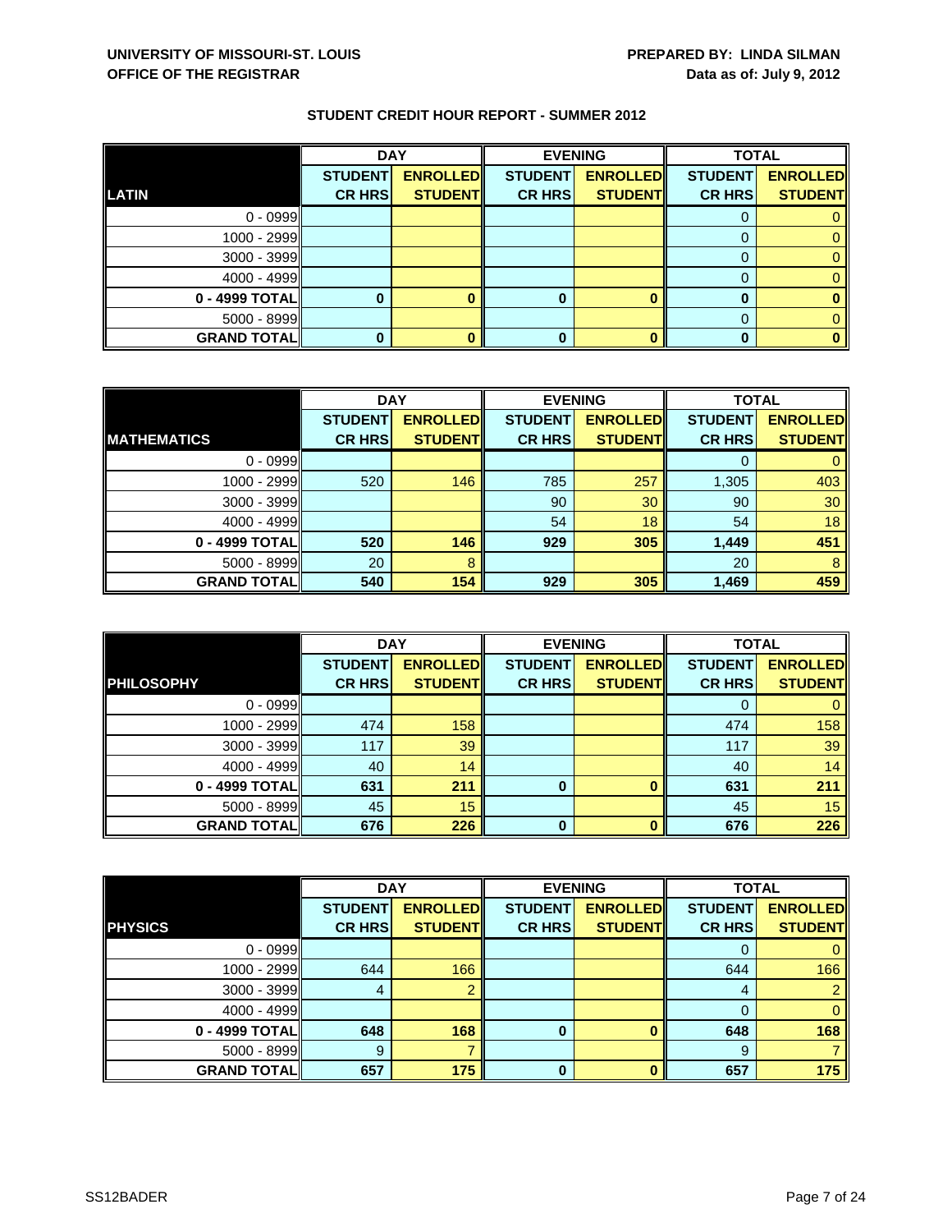**UNIVERSITY OF MISSOURI-ST. LOUIS**
**OFFICE OF THE REGISTRAR**

**PREPARED BY: LINDA SILMAN**
**Data as of: July 9, 2012**

## STUDENT CREDIT HOUR REPORT - SUMMER 2012

| | DAY | | EVENING | | TOTAL | |
|---|---|---|---|---|---|---|
| **LATIN** | **STUDENT CR HRS** | **ENROLLED STUDENT** | **STUDENT CR HRS** | **ENROLLED STUDENT** | **STUDENT CR HRS** | **ENROLLED STUDENT** |
| 0 - 0999 | | | | | 0 | 0 |
| 1000 - 2999 | | | | | 0 | 0 |
| 3000 - 3999 | | | | | 0 | 0 |
| 4000 - 4999 | | | | | 0 | 0 |
| **0 - 4999 TOTAL** | **0** | **0** | **0** | **0** | **0** | **0** |
| 5000 - 8999 | | | | | 0 | 0 |
| **GRAND TOTAL** | **0** | **0** | **0** | **0** | **0** | **0** |

| | DAY | | EVENING | | TOTAL | |
|---|---|---|---|---|---|---|
| **MATHEMATICS** | **STUDENT CR HRS** | **ENROLLED STUDENT** | **STUDENT CR HRS** | **ENROLLED STUDENT** | **STUDENT CR HRS** | **ENROLLED STUDENT** |
| 0 - 0999 | | | | | 0 | 0 |
| 1000 - 2999 | 520 | 146 | 785 | 257 | 1,305 | 403 |
| 3000 - 3999 | | | 90 | 30 | 90 | 30 |
| 4000 - 4999 | | | 54 | 18 | 54 | 18 |
| **0 - 4999 TOTAL** | **520** | **146** | **929** | **305** | **1,449** | **451** |
| 5000 - 8999 | 20 | 8 | | | 20 | 8 |
| **GRAND TOTAL** | **540** | **154** | **929** | **305** | **1,469** | **459** |

| | DAY | | EVENING | | TOTAL | |
|---|---|---|---|---|---|---|
| **PHILOSOPHY** | **STUDENT CR HRS** | **ENROLLED STUDENT** | **STUDENT CR HRS** | **ENROLLED STUDENT** | **STUDENT CR HRS** | **ENROLLED STUDENT** |
| 0 - 0999 | | | | | 0 | 0 |
| 1000 - 2999 | 474 | 158 | | | 474 | 158 |
| 3000 - 3999 | 117 | 39 | | | 117 | 39 |
| 4000 - 4999 | 40 | 14 | | | 40 | 14 |
| **0 - 4999 TOTAL** | **631** | **211** | **0** | **0** | **631** | **211** |
| 5000 - 8999 | 45 | 15 | | | 45 | 15 |
| **GRAND TOTAL** | **676** | **226** | **0** | **0** | **676** | **226** |

| | DAY | | EVENING | | TOTAL | |
|---|---|---|---|---|---|---|
| **PHYSICS** | **STUDENT CR HRS** | **ENROLLED STUDENT** | **STUDENT CR HRS** | **ENROLLED STUDENT** | **STUDENT CR HRS** | **ENROLLED STUDENT** |
| 0 - 0999 | | | | | 0 | 0 |
| 1000 - 2999 | 644 | 166 | | | 644 | 166 |
| 3000 - 3999 | 4 | 2 | | | 4 | 2 |
| 4000 - 4999 | | | | | 0 | 0 |
| **0 - 4999 TOTAL** | **648** | **168** | **0** | **0** | **648** | **168** |
| 5000 - 8999 | 9 | 7 | | | 9 | 7 |
| **GRAND TOTAL** | **657** | **175** | **0** | **0** | **657** | **175** |

SS12BADER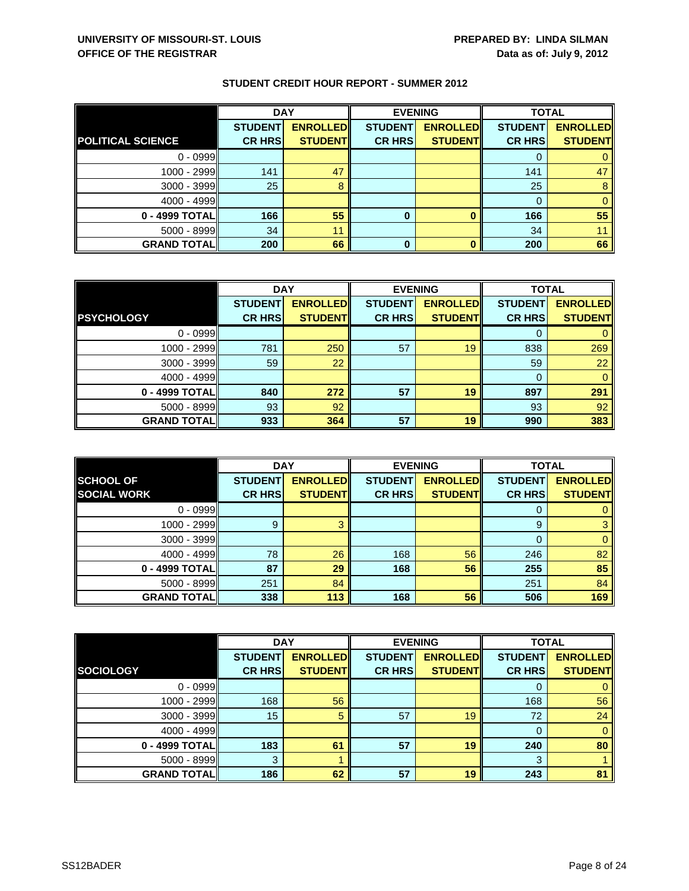**UNIVERSITY OF MISSOURI-ST. LOUIS**
**OFFICE OF THE REGISTRAR**

**PREPARED BY: LINDA SILMAN**
**Data as of: July 9, 2012**

## STUDENT CREDIT HOUR REPORT - SUMMER 2012

| | DAY | | EVENING | | TOTAL | |
|---|---|---|---|---|---|---|
| **POLITICAL SCIENCE** | **STUDENT CR HRS** | **ENROLLED STUDENT** | **STUDENT CR HRS** | **ENROLLED STUDENT** | **STUDENT CR HRS** | **ENROLLED STUDENT** |
| 0 - 0999 | | | | | 0 | 0 |
| 1000 - 2999 | 141 | 47 | | | 141 | 47 |
| 3000 - 3999 | 25 | 8 | | | 25 | 8 |
| 4000 - 4999 | | | | | 0 | 0 |
| **0 - 4999 TOTAL** | **166** | **55** | **0** | **0** | **166** | **55** |
| 5000 - 8999 | 34 | 11 | | | 34 | 11 |
| **GRAND TOTAL** | **200** | **66** | **0** | **0** | **200** | **66** |

| | DAY | | EVENING | | TOTAL | |
|---|---|---|---|---|---|---|
| **PSYCHOLOGY** | **STUDENT CR HRS** | **ENROLLED STUDENT** | **STUDENT CR HRS** | **ENROLLED STUDENT** | **STUDENT CR HRS** | **ENROLLED STUDENT** |
| 0 - 0999 | | | | | 0 | 0 |
| 1000 - 2999 | 781 | 250 | 57 | 19 | 838 | 269 |
| 3000 - 3999 | 59 | 22 | | | 59 | 22 |
| 4000 - 4999 | | | | | 0 | 0 |
| **0 - 4999 TOTAL** | **840** | **272** | **57** | **19** | **897** | **291** |
| 5000 - 8999 | 93 | 92 | | | 93 | 92 |
| **GRAND TOTAL** | **933** | **364** | **57** | **19** | **990** | **383** |

| | DAY | | EVENING | | TOTAL | |
|---|---|---|---|---|---|---|
| **SCHOOL OF SOCIAL WORK** | **STUDENT CR HRS** | **ENROLLED STUDENT** | **STUDENT CR HRS** | **ENROLLED STUDENT** | **STUDENT CR HRS** | **ENROLLED STUDENT** |
| 0 - 0999 | | | | | 0 | 0 |
| 1000 - 2999 | 9 | 3 | | | 9 | 3 |
| 3000 - 3999 | | | | | 0 | 0 |
| 4000 - 4999 | 78 | 26 | 168 | 56 | 246 | 82 |
| **0 - 4999 TOTAL** | **87** | **29** | **168** | **56** | **255** | **85** |
| 5000 - 8999 | 251 | 84 | | | 251 | 84 |
| **GRAND TOTAL** | **338** | **113** | **168** | **56** | **506** | **169** |

| | DAY | | EVENING | | TOTAL | |
|---|---|---|---|---|---|---|
| **SOCIOLOGY** | **STUDENT CR HRS** | **ENROLLED STUDENT** | **STUDENT CR HRS** | **ENROLLED STUDENT** | **STUDENT CR HRS** | **ENROLLED STUDENT** |
| 0 - 0999 | | | | | 0 | 0 |
| 1000 - 2999 | 168 | 56 | | | 168 | 56 |
| 3000 - 3999 | 15 | 5 | 57 | 19 | 72 | 24 |
| 4000 - 4999 | | | | | 0 | 0 |
| **0 - 4999 TOTAL** | **183** | **61** | **57** | **19** | **240** | **80** |
| 5000 - 8999 | 3 | 1 | | | 3 | 1 |
| **GRAND TOTAL** | **186** | **62** | **57** | **19** | **243** | **81** |

SS12BADER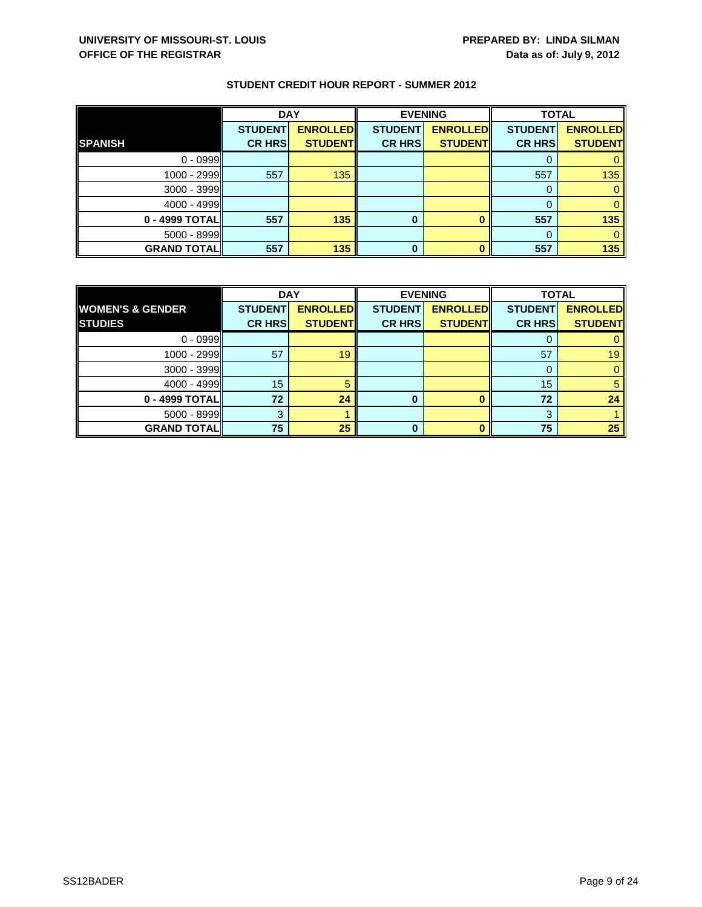**UNIVERSITY OF MISSOURI-ST. LOUIS**
**OFFICE OF THE REGISTRAR**

**PREPARED BY: LINDA SILMAN**
**Data as of: July 9, 2012**

## STUDENT CREDIT HOUR REPORT - SUMMER 2012

| | DAY | | EVENING | | TOTAL | |
|---|---|---|---|---|---|---|
| **SPANISH** | **STUDENT CR HRS** | **ENROLLED STUDENT** | **STUDENT CR HRS** | **ENROLLED STUDENT** | **STUDENT CR HRS** | **ENROLLED STUDENT** |
| 0 - 0999 | | | | | 0 | 0 |
| 1000 - 2999 | 557 | 135 | | | 557 | 135 |
| 3000 - 3999 | | | | | 0 | 0 |
| 4000 - 4999 | | | | | 0 | 0 |
| **0 - 4999 TOTAL** | **557** | **135** | **0** | **0** | **557** | **135** |
| 5000 - 8999 | | | | | 0 | 0 |
| **GRAND TOTAL** | **557** | **135** | **0** | **0** | **557** | **135** |

| | DAY | | EVENING | | TOTAL | |
|---|---|---|---|---|---|---|
| **WOMEN'S & GENDER STUDIES** | **STUDENT CR HRS** | **ENROLLED STUDENT** | **STUDENT CR HRS** | **ENROLLED STUDENT** | **STUDENT CR HRS** | **ENROLLED STUDENT** |
| 0 - 0999 | | | | | 0 | 0 |
| 1000 - 2999 | 57 | 19 | | | 57 | 19 |
| 3000 - 3999 | | | | | 0 | 0 |
| 4000 - 4999 | 15 | 5 | | | 15 | 5 |
| **0 - 4999 TOTAL** | **72** | **24** | **0** | **0** | **72** | **24** |
| 5000 - 8999 | 3 | 1 | | | 3 | 1 |
| **GRAND TOTAL** | **75** | **25** | **0** | **0** | **75** | **25** |

SS12BADER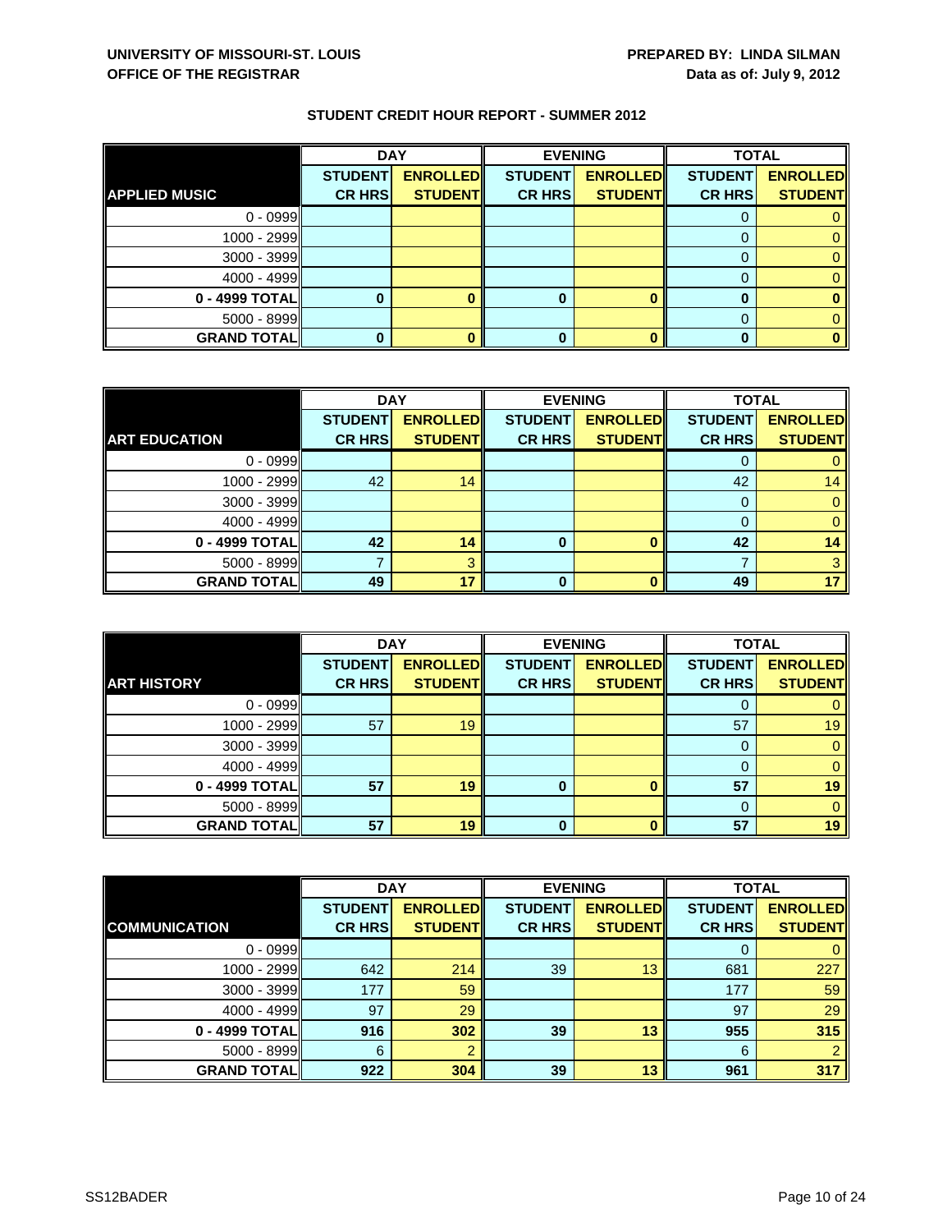**UNIVERSITY OF MISSOURI-ST. LOUIS**
**OFFICE OF THE REGISTRAR**

**PREPARED BY: LINDA SILMAN**
**Data as of: July 9, 2012**

## STUDENT CREDIT HOUR REPORT - SUMMER 2012

| | DAY | | EVENING | | TOTAL | |
|---|---|---|---|---|---|---|
| **APPLIED MUSIC** | **STUDENT CR HRS** | **ENROLLED STUDENT** | **STUDENT CR HRS** | **ENROLLED STUDENT** | **STUDENT CR HRS** | **ENROLLED STUDENT** |
| 0 - 0999 | | | | | 0 | 0 |
| 1000 - 2999 | | | | | 0 | 0 |
| 3000 - 3999 | | | | | 0 | 0 |
| 4000 - 4999 | | | | | 0 | 0 |
| **0 - 4999 TOTAL** | **0** | **0** | **0** | **0** | **0** | **0** |
| 5000 - 8999 | | | | | 0 | 0 |
| **GRAND TOTAL** | **0** | **0** | **0** | **0** | **0** | **0** |

| | DAY | | EVENING | | TOTAL | |
|---|---|---|---|---|---|---|
| **ART EDUCATION** | **STUDENT CR HRS** | **ENROLLED STUDENT** | **STUDENT CR HRS** | **ENROLLED STUDENT** | **STUDENT CR HRS** | **ENROLLED STUDENT** |
| 0 - 0999 | | | | | 0 | 0 |
| 1000 - 2999 | 42 | 14 | | | 42 | 14 |
| 3000 - 3999 | | | | | 0 | 0 |
| 4000 - 4999 | | | | | 0 | 0 |
| **0 - 4999 TOTAL** | **42** | **14** | **0** | **0** | **42** | **14** |
| 5000 - 8999 | 7 | 3 | | | 7 | 3 |
| **GRAND TOTAL** | **49** | **17** | **0** | **0** | **49** | **17** |

| | DAY | | EVENING | | TOTAL | |
|---|---|---|---|---|---|---|
| **ART HISTORY** | **STUDENT CR HRS** | **ENROLLED STUDENT** | **STUDENT CR HRS** | **ENROLLED STUDENT** | **STUDENT CR HRS** | **ENROLLED STUDENT** |
| 0 - 0999 | | | | | 0 | 0 |
| 1000 - 2999 | 57 | 19 | | | 57 | 19 |
| 3000 - 3999 | | | | | 0 | 0 |
| 4000 - 4999 | | | | | 0 | 0 |
| **0 - 4999 TOTAL** | **57** | **19** | **0** | **0** | **57** | **19** |
| 5000 - 8999 | | | | | 0 | 0 |
| **GRAND TOTAL** | **57** | **19** | **0** | **0** | **57** | **19** |

| | DAY | | EVENING | | TOTAL | |
|---|---|---|---|---|---|---|
| **COMMUNICATION** | **STUDENT CR HRS** | **ENROLLED STUDENT** | **STUDENT CR HRS** | **ENROLLED STUDENT** | **STUDENT CR HRS** | **ENROLLED STUDENT** |
| 0 - 0999 | | | | | 0 | 0 |
| 1000 - 2999 | 642 | 214 | 39 | 13 | 681 | 227 |
| 3000 - 3999 | 177 | 59 | | | 177 | 59 |
| 4000 - 4999 | 97 | 29 | | | 97 | 29 |
| **0 - 4999 TOTAL** | **916** | **302** | **39** | **13** | **955** | **315** |
| 5000 - 8999 | 6 | 2 | | | 6 | 2 |
| **GRAND TOTAL** | **922** | **304** | **39** | **13** | **961** | **317** |

SS12BADER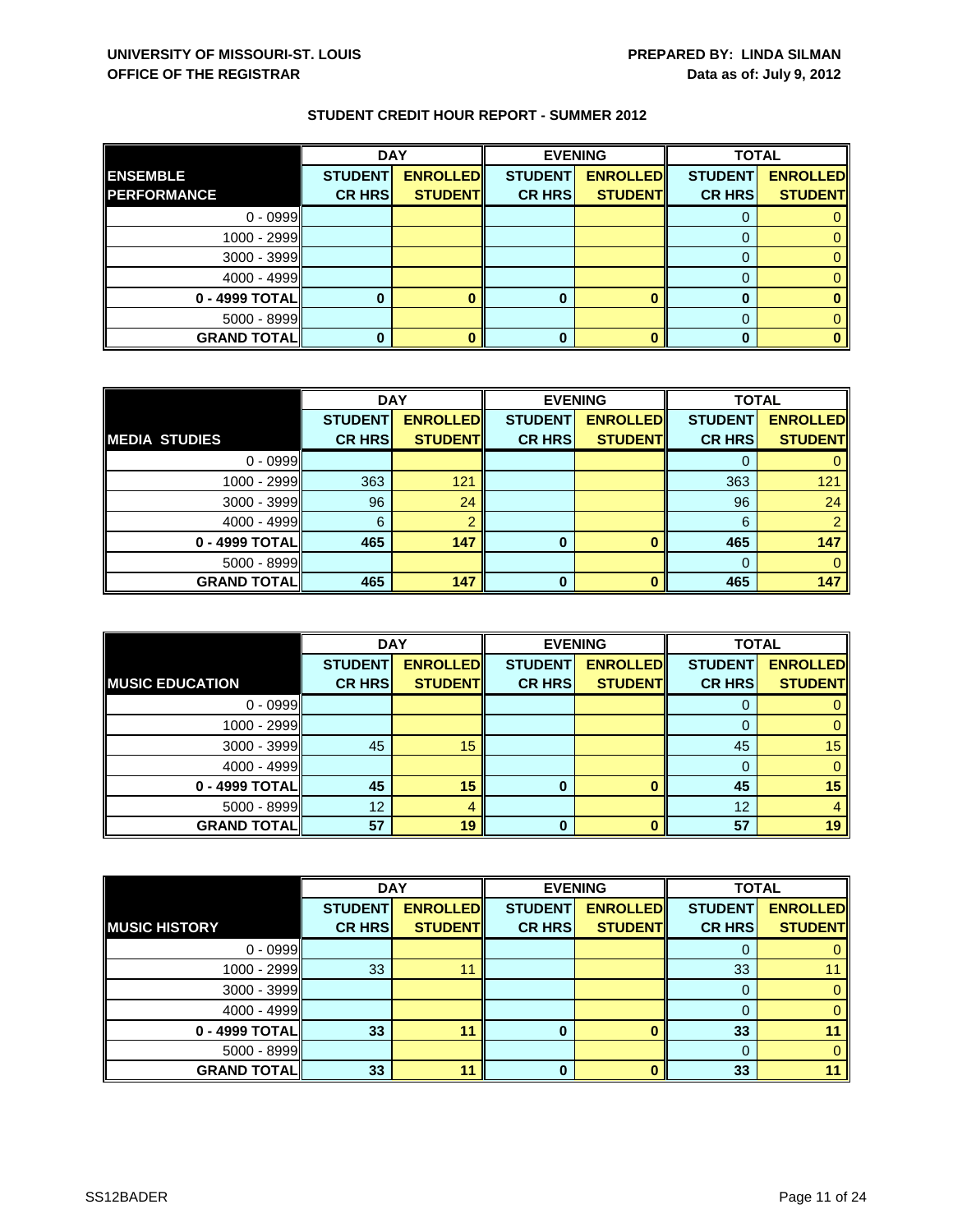**UNIVERSITY OF MISSOURI-ST. LOUIS**
**OFFICE OF THE REGISTRAR**

**PREPARED BY: LINDA SILMAN**
**Data as of: July 9, 2012**

## STUDENT CREDIT HOUR REPORT - SUMMER 2012

| | DAY | | EVENING | | TOTAL | |
|---|---|---|---|---|---|---|
| **ENSEMBLE PERFORMANCE** | **STUDENT CR HRS** | **ENROLLED STUDENT** | **STUDENT CR HRS** | **ENROLLED STUDENT** | **STUDENT CR HRS** | **ENROLLED STUDENT** |
| 0 - 0999 | | | | | 0 | 0 |
| 1000 - 2999 | | | | | 0 | 0 |
| 3000 - 3999 | | | | | 0 | 0 |
| 4000 - 4999 | | | | | 0 | 0 |
| **0 - 4999 TOTAL** | **0** | **0** | **0** | **0** | **0** | **0** |
| 5000 - 8999 | | | | | 0 | 0 |
| **GRAND TOTAL** | **0** | **0** | **0** | **0** | **0** | **0** |

| | DAY | | EVENING | | TOTAL | |
|---|---|---|---|---|---|---|
| **MEDIA STUDIES** | **STUDENT CR HRS** | **ENROLLED STUDENT** | **STUDENT CR HRS** | **ENROLLED STUDENT** | **STUDENT CR HRS** | **ENROLLED STUDENT** |
| 0 - 0999 | | | | | 0 | 0 |
| 1000 - 2999 | 363 | 121 | | | 363 | 121 |
| 3000 - 3999 | 96 | 24 | | | 96 | 24 |
| 4000 - 4999 | 6 | 2 | | | 6 | 2 |
| **0 - 4999 TOTAL** | **465** | **147** | **0** | **0** | **465** | **147** |
| 5000 - 8999 | | | | | 0 | 0 |
| **GRAND TOTAL** | **465** | **147** | **0** | **0** | **465** | **147** |

| | DAY | | EVENING | | TOTAL | |
|---|---|---|---|---|---|---|
| **MUSIC EDUCATION** | **STUDENT CR HRS** | **ENROLLED STUDENT** | **STUDENT CR HRS** | **ENROLLED STUDENT** | **STUDENT CR HRS** | **ENROLLED STUDENT** |
| 0 - 0999 | | | | | 0 | 0 |
| 1000 - 2999 | | | | | 0 | 0 |
| 3000 - 3999 | 45 | 15 | | | 45 | 15 |
| 4000 - 4999 | | | | | 0 | 0 |
| **0 - 4999 TOTAL** | **45** | **15** | **0** | **0** | **45** | **15** |
| 5000 - 8999 | 12 | 4 | | | 12 | 4 |
| **GRAND TOTAL** | **57** | **19** | **0** | **0** | **57** | **19** |

| | DAY | | EVENING | | TOTAL | |
|---|---|---|---|---|---|---|
| **MUSIC HISTORY** | **STUDENT CR HRS** | **ENROLLED STUDENT** | **STUDENT CR HRS** | **ENROLLED STUDENT** | **STUDENT CR HRS** | **ENROLLED STUDENT** |
| 0 - 0999 | | | | | 0 | 0 |
| 1000 - 2999 | 33 | 11 | | | 33 | 11 |
| 3000 - 3999 | | | | | 0 | 0 |
| 4000 - 4999 | | | | | 0 | 0 |
| **0 - 4999 TOTAL** | **33** | **11** | **0** | **0** | **33** | **11** |
| 5000 - 8999 | | | | | 0 | 0 |
| **GRAND TOTAL** | **33** | **11** | **0** | **0** | **33** | **11** |

SS12BADER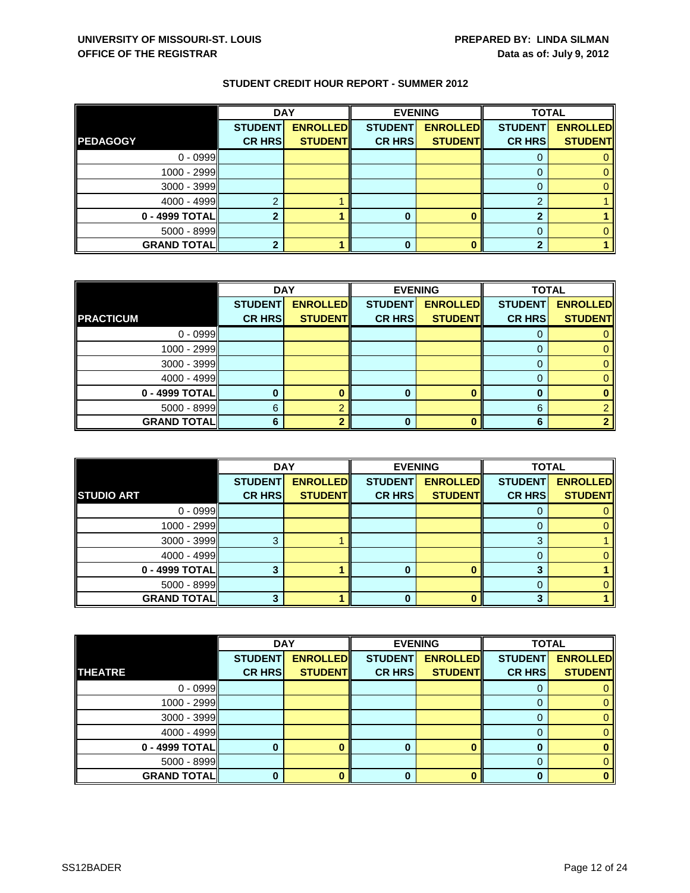**UNIVERSITY OF MISSOURI-ST. LOUIS**
**OFFICE OF THE REGISTRAR**

**PREPARED BY: LINDA SILMAN**
**Data as of: July 9, 2012**

## STUDENT CREDIT HOUR REPORT - SUMMER 2012

| | DAY | | EVENING | | TOTAL | |
|---|---|---|---|---|---|---|
| **PEDAGOGY** | **STUDENT CR HRS** | **ENROLLED STUDENT** | **STUDENT CR HRS** | **ENROLLED STUDENT** | **STUDENT CR HRS** | **ENROLLED STUDENT** |
| 0 - 0999 | | | | | 0 | 0 |
| 1000 - 2999 | | | | | 0 | 0 |
| 3000 - 3999 | | | | | 0 | 0 |
| 4000 - 4999 | 2 | 1 | | | 2 | 1 |
| **0 - 4999 TOTAL** | **2** | **1** | **0** | **0** | **2** | **1** |
| 5000 - 8999 | | | | | 0 | 0 |
| **GRAND TOTAL** | **2** | **1** | **0** | **0** | **2** | **1** |

| | DAY | | EVENING | | TOTAL | |
|---|---|---|---|---|---|---|
| **PRACTICUM** | **STUDENT CR HRS** | **ENROLLED STUDENT** | **STUDENT CR HRS** | **ENROLLED STUDENT** | **STUDENT CR HRS** | **ENROLLED STUDENT** |
| 0 - 0999 | | | | | 0 | 0 |
| 1000 - 2999 | | | | | 0 | 0 |
| 3000 - 3999 | | | | | 0 | 0 |
| 4000 - 4999 | | | | | 0 | 0 |
| **0 - 4999 TOTAL** | **0** | **0** | **0** | **0** | **0** | **0** |
| 5000 - 8999 | 6 | 2 | | | 6 | 2 |
| **GRAND TOTAL** | **6** | **2** | **0** | **0** | **6** | **2** |

| | DAY | | EVENING | | TOTAL | |
|---|---|---|---|---|---|---|
| **STUDIO ART** | **STUDENT CR HRS** | **ENROLLED STUDENT** | **STUDENT CR HRS** | **ENROLLED STUDENT** | **STUDENT CR HRS** | **ENROLLED STUDENT** |
| 0 - 0999 | | | | | 0 | 0 |
| 1000 - 2999 | | | | | 0 | 0 |
| 3000 - 3999 | 3 | 1 | | | 3 | 1 |
| 4000 - 4999 | | | | | 0 | 0 |
| **0 - 4999 TOTAL** | **3** | **1** | **0** | **0** | **3** | **1** |
| 5000 - 8999 | | | | | 0 | 0 |
| **GRAND TOTAL** | **3** | **1** | **0** | **0** | **3** | **1** |

| | DAY | | EVENING | | TOTAL | |
|---|---|---|---|---|---|---|
| **THEATRE** | **STUDENT CR HRS** | **ENROLLED STUDENT** | **STUDENT CR HRS** | **ENROLLED STUDENT** | **STUDENT CR HRS** | **ENROLLED STUDENT** |
| 0 - 0999 | | | | | 0 | 0 |
| 1000 - 2999 | | | | | 0 | 0 |
| 3000 - 3999 | | | | | 0 | 0 |
| 4000 - 4999 | | | | | 0 | 0 |
| **0 - 4999 TOTAL** | **0** | **0** | **0** | **0** | **0** | **0** |
| 5000 - 8999 | | | | | 0 | 0 |
| **GRAND TOTAL** | **0** | **0** | **0** | **0** | **0** | **0** |

SS12BADER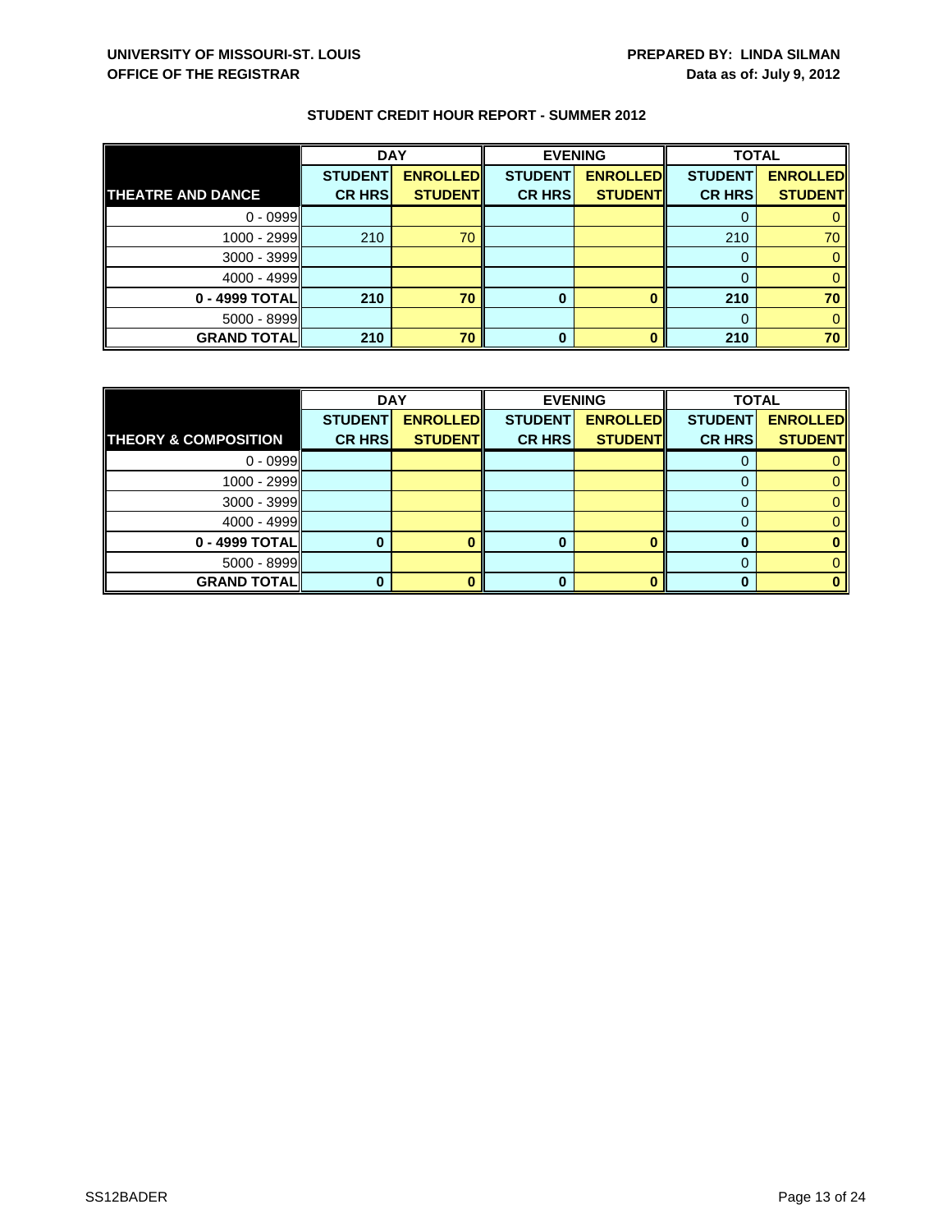**UNIVERSITY OF MISSOURI-ST. LOUIS**
**OFFICE OF THE REGISTRAR**

**PREPARED BY: LINDA SILMAN**
**Data as of: July 9, 2012**

## STUDENT CREDIT HOUR REPORT - SUMMER 2012

| | DAY | | EVENING | | TOTAL | |
|---|---|---|---|---|---|---|
| **THEATRE AND DANCE** | **STUDENT CR HRS** | **ENROLLED STUDENT** | **STUDENT CR HRS** | **ENROLLED STUDENT** | **STUDENT CR HRS** | **ENROLLED STUDENT** |
| 0 - 0999 | | | | | 0 | 0 |
| 1000 - 2999 | 210 | 70 | | | 210 | 70 |
| 3000 - 3999 | | | | | 0 | 0 |
| 4000 - 4999 | | | | | 0 | 0 |
| **0 - 4999 TOTAL** | **210** | **70** | **0** | **0** | **210** | **70** |
| 5000 - 8999 | | | | | 0 | 0 |
| **GRAND TOTAL** | **210** | **70** | **0** | **0** | **210** | **70** |

| | DAY | | EVENING | | TOTAL | |
|---|---|---|---|---|---|---|
| **THEORY & COMPOSITION** | **STUDENT CR HRS** | **ENROLLED STUDENT** | **STUDENT CR HRS** | **ENROLLED STUDENT** | **STUDENT CR HRS** | **ENROLLED STUDENT** |
| 0 - 0999 | | | | | 0 | 0 |
| 1000 - 2999 | | | | | 0 | 0 |
| 3000 - 3999 | | | | | 0 | 0 |
| 4000 - 4999 | | | | | 0 | 0 |
| **0 - 4999 TOTAL** | **0** | **0** | **0** | **0** | **0** | **0** |
| 5000 - 8999 | | | | | 0 | 0 |
| **GRAND TOTAL** | **0** | **0** | **0** | **0** | **0** | **0** |

SS12BADER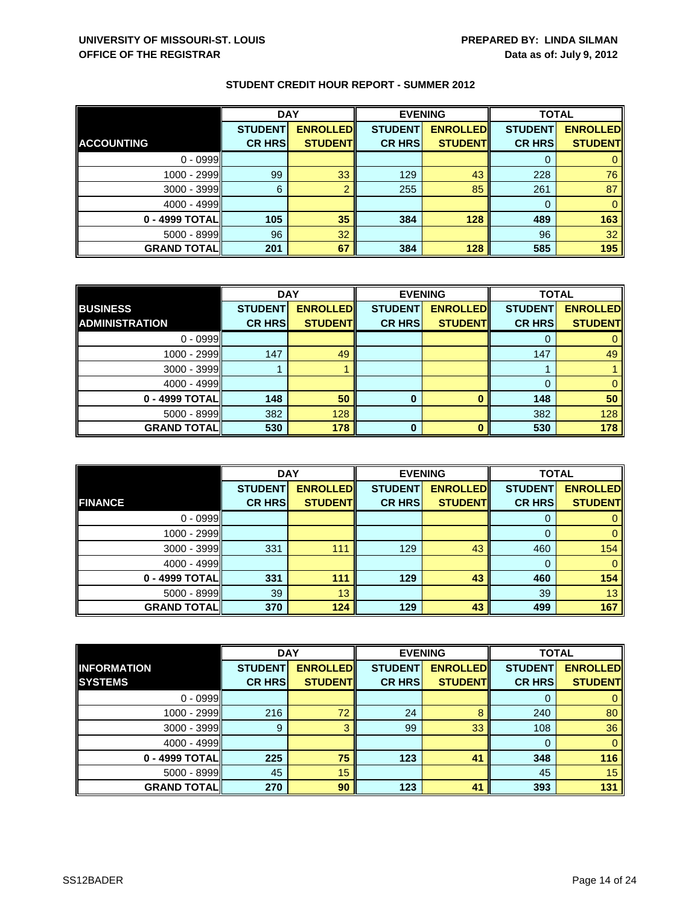**UNIVERSITY OF MISSOURI-ST. LOUIS**
**OFFICE OF THE REGISTRAR**

**PREPARED BY: LINDA SILMAN**
**Data as of: July 9, 2012**

## STUDENT CREDIT HOUR REPORT - SUMMER 2012

| | DAY | | EVENING | | TOTAL | |
|---|---|---|---|---|---|---|
| **ACCOUNTING** | **STUDENT CR HRS** | **ENROLLED STUDENT** | **STUDENT CR HRS** | **ENROLLED STUDENT** | **STUDENT CR HRS** | **ENROLLED STUDENT** |
| 0 - 0999 | | | | | 0 | 0 |
| 1000 - 2999 | 99 | 33 | 129 | 43 | 228 | 76 |
| 3000 - 3999 | 6 | 2 | 255 | 85 | 261 | 87 |
| 4000 - 4999 | | | | | 0 | 0 |
| **0 - 4999 TOTAL** | **105** | **35** | **384** | **128** | **489** | **163** |
| 5000 - 8999 | 96 | 32 | | | 96 | 32 |
| **GRAND TOTAL** | **201** | **67** | **384** | **128** | **585** | **195** |

| | DAY | | EVENING | | TOTAL | |
|---|---|---|---|---|---|---|
| **BUSINESS ADMINISTRATION** | **STUDENT CR HRS** | **ENROLLED STUDENT** | **STUDENT CR HRS** | **ENROLLED STUDENT** | **STUDENT CR HRS** | **ENROLLED STUDENT** |
| 0 - 0999 | | | | | 0 | 0 |
| 1000 - 2999 | 147 | 49 | | | 147 | 49 |
| 3000 - 3999 | 1 | 1 | | | 1 | 1 |
| 4000 - 4999 | | | | | 0 | 0 |
| **0 - 4999 TOTAL** | **148** | **50** | **0** | **0** | **148** | **50** |
| 5000 - 8999 | 382 | 128 | | | 382 | 128 |
| **GRAND TOTAL** | **530** | **178** | **0** | **0** | **530** | **178** |

| | DAY | | EVENING | | TOTAL | |
|---|---|---|---|---|---|---|
| **FINANCE** | **STUDENT CR HRS** | **ENROLLED STUDENT** | **STUDENT CR HRS** | **ENROLLED STUDENT** | **STUDENT CR HRS** | **ENROLLED STUDENT** |
| 0 - 0999 | | | | | 0 | 0 |
| 1000 - 2999 | | | | | 0 | 0 |
| 3000 - 3999 | 331 | 111 | 129 | 43 | 460 | 154 |
| 4000 - 4999 | | | | | 0 | 0 |
| **0 - 4999 TOTAL** | **331** | **111** | **129** | **43** | **460** | **154** |
| 5000 - 8999 | 39 | 13 | | | 39 | 13 |
| **GRAND TOTAL** | **370** | **124** | **129** | **43** | **499** | **167** |

| | DAY | | EVENING | | TOTAL | |
|---|---|---|---|---|---|---|
| **INFORMATION SYSTEMS** | **STUDENT CR HRS** | **ENROLLED STUDENT** | **STUDENT CR HRS** | **ENROLLED STUDENT** | **STUDENT CR HRS** | **ENROLLED STUDENT** |
| 0 - 0999 | | | | | 0 | 0 |
| 1000 - 2999 | 216 | 72 | 24 | 8 | 240 | 80 |
| 3000 - 3999 | 9 | 3 | 99 | 33 | 108 | 36 |
| 4000 - 4999 | | | | | 0 | 0 |
| **0 - 4999 TOTAL** | **225** | **75** | **123** | **41** | **348** | **116** |
| 5000 - 8999 | 45 | 15 | | | 45 | 15 |
| **GRAND TOTAL** | **270** | **90** | **123** | **41** | **393** | **131** |

SS12BADER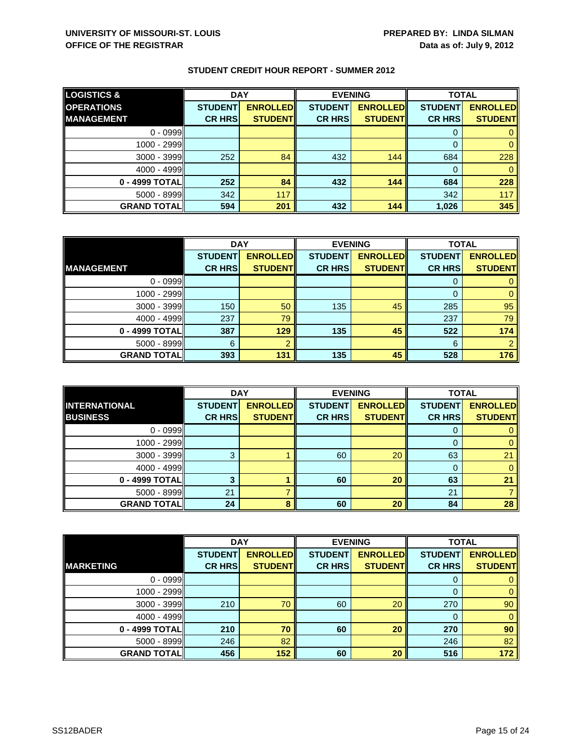**UNIVERSITY OF MISSOURI-ST. LOUIS**
**OFFICE OF THE REGISTRAR**

**PREPARED BY: LINDA SILMAN**
**Data as of: July 9, 2012**

## STUDENT CREDIT HOUR REPORT - SUMMER 2012

| LOGISTICS & OPERATIONS MANAGEMENT | DAY | | EVENING | | TOTAL | |
|---|---|---|---|---|---|---|
| | STUDENT CR HRS | ENROLLED STUDENT | STUDENT CR HRS | ENROLLED STUDENT | STUDENT CR HRS | ENROLLED STUDENT |
| 0 - 0999 | | | | | 0 | 0 |
| 1000 - 2999 | | | | | 0 | 0 |
| 3000 - 3999 | 252 | 84 | 432 | 144 | 684 | 228 |
| 4000 - 4999 | | | | | 0 | 0 |
| **0 - 4999 TOTAL** | **252** | **84** | **432** | **144** | **684** | **228** |
| 5000 - 8999 | 342 | 117 | | | 342 | 117 |
| **GRAND TOTAL** | **594** | **201** | **432** | **144** | **1,026** | **345** |

| MANAGEMENT | DAY | | EVENING | | TOTAL | |
|---|---|---|---|---|---|---|
| | STUDENT CR HRS | ENROLLED STUDENT | STUDENT CR HRS | ENROLLED STUDENT | STUDENT CR HRS | ENROLLED STUDENT |
| 0 - 0999 | | | | | 0 | 0 |
| 1000 - 2999 | | | | | 0 | 0 |
| 3000 - 3999 | 150 | 50 | 135 | 45 | 285 | 95 |
| 4000 - 4999 | 237 | 79 | | | 237 | 79 |
| **0 - 4999 TOTAL** | **387** | **129** | **135** | **45** | **522** | **174** |
| 5000 - 8999 | 6 | 2 | | | 6 | 2 |
| **GRAND TOTAL** | **393** | **131** | **135** | **45** | **528** | **176** |

| INTERNATIONAL BUSINESS | DAY | | EVENING | | TOTAL | |
|---|---|---|---|---|---|---|
| | STUDENT CR HRS | ENROLLED STUDENT | STUDENT CR HRS | ENROLLED STUDENT | STUDENT CR HRS | ENROLLED STUDENT |
| 0 - 0999 | | | | | 0 | 0 |
| 1000 - 2999 | | | | | 0 | 0 |
| 3000 - 3999 | 3 | 1 | 60 | 20 | 63 | 21 |
| 4000 - 4999 | | | | | 0 | 0 |
| **0 - 4999 TOTAL** | **3** | **1** | **60** | **20** | **63** | **21** |
| 5000 - 8999 | 21 | 7 | | | 21 | 7 |
| **GRAND TOTAL** | **24** | **8** | **60** | **20** | **84** | **28** |

| MARKETING | DAY | | EVENING | | TOTAL | |
|---|---|---|---|---|---|---|
| | STUDENT CR HRS | ENROLLED STUDENT | STUDENT CR HRS | ENROLLED STUDENT | STUDENT CR HRS | ENROLLED STUDENT |
| 0 - 0999 | | | | | 0 | 0 |
| 1000 - 2999 | | | | | 0 | 0 |
| 3000 - 3999 | 210 | 70 | 60 | 20 | 270 | 90 |
| 4000 - 4999 | | | | | 0 | 0 |
| **0 - 4999 TOTAL** | **210** | **70** | **60** | **20** | **270** | **90** |
| 5000 - 8999 | 246 | 82 | | | 246 | 82 |
| **GRAND TOTAL** | **456** | **152** | **60** | **20** | **516** | **172** |

SS12BADER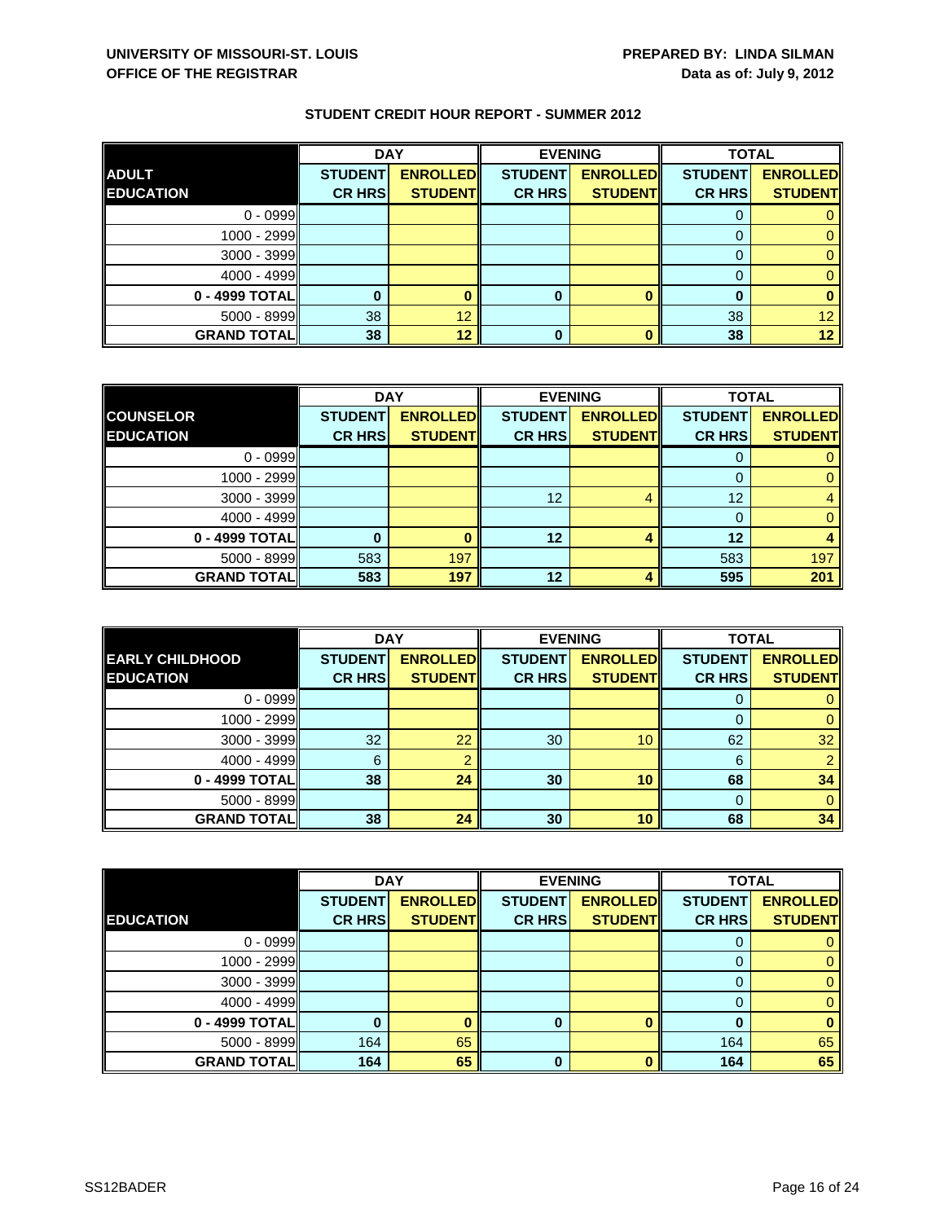**UNIVERSITY OF MISSOURI-ST. LOUIS**
**OFFICE OF THE REGISTRAR**

**PREPARED BY: LINDA SILMAN**
**Data as of: July 9, 2012**

## STUDENT CREDIT HOUR REPORT - SUMMER 2012

| ADULT EDUCATION | DAY | | EVENING | | TOTAL | |
|---|---|---|---|---|---|---|
| | STUDENT CR HRS | ENROLLED STUDENT | STUDENT CR HRS | ENROLLED STUDENT | STUDENT CR HRS | ENROLLED STUDENT |
| 0 - 0999 | | | | | 0 | 0 |
| 1000 - 2999 | | | | | 0 | 0 |
| 3000 - 3999 | | | | | 0 | 0 |
| 4000 - 4999 | | | | | 0 | 0 |
| **0 - 4999 TOTAL** | **0** | **0** | **0** | **0** | **0** | **0** |
| 5000 - 8999 | 38 | 12 | | | 38 | 12 |
| **GRAND TOTAL** | **38** | **12** | **0** | **0** | **38** | **12** |

| COUNSELOR EDUCATION | DAY | | EVENING | | TOTAL | |
|---|---|---|---|---|---|---|
| | STUDENT CR HRS | ENROLLED STUDENT | STUDENT CR HRS | ENROLLED STUDENT | STUDENT CR HRS | ENROLLED STUDENT |
| 0 - 0999 | | | | | 0 | 0 |
| 1000 - 2999 | | | | | 0 | 0 |
| 3000 - 3999 | | | 12 | 4 | 12 | 4 |
| 4000 - 4999 | | | | | 0 | 0 |
| **0 - 4999 TOTAL** | **0** | **0** | **12** | **4** | **12** | **4** |
| 5000 - 8999 | 583 | 197 | | | 583 | 197 |
| **GRAND TOTAL** | **583** | **197** | **12** | **4** | **595** | **201** |

| EARLY CHILDHOOD EDUCATION | DAY | | EVENING | | TOTAL | |
|---|---|---|---|---|---|---|
| | STUDENT CR HRS | ENROLLED STUDENT | STUDENT CR HRS | ENROLLED STUDENT | STUDENT CR HRS | ENROLLED STUDENT |
| 0 - 0999 | | | | | 0 | 0 |
| 1000 - 2999 | | | | | 0 | 0 |
| 3000 - 3999 | 32 | 22 | 30 | 10 | 62 | 32 |
| 4000 - 4999 | 6 | 2 | | | 6 | 2 |
| **0 - 4999 TOTAL** | **38** | **24** | **30** | **10** | **68** | **34** |
| 5000 - 8999 | | | | | 0 | 0 |
| **GRAND TOTAL** | **38** | **24** | **30** | **10** | **68** | **34** |

| EDUCATION | DAY | | EVENING | | TOTAL | |
|---|---|---|---|---|---|---|
| | STUDENT CR HRS | ENROLLED STUDENT | STUDENT CR HRS | ENROLLED STUDENT | STUDENT CR HRS | ENROLLED STUDENT |
| 0 - 0999 | | | | | 0 | 0 |
| 1000 - 2999 | | | | | 0 | 0 |
| 3000 - 3999 | | | | | 0 | 0 |
| 4000 - 4999 | | | | | 0 | 0 |
| **0 - 4999 TOTAL** | **0** | **0** | **0** | **0** | **0** | **0** |
| 5000 - 8999 | 164 | 65 | | | 164 | 65 |
| **GRAND TOTAL** | **164** | **65** | **0** | **0** | **164** | **65** |

SS12BADER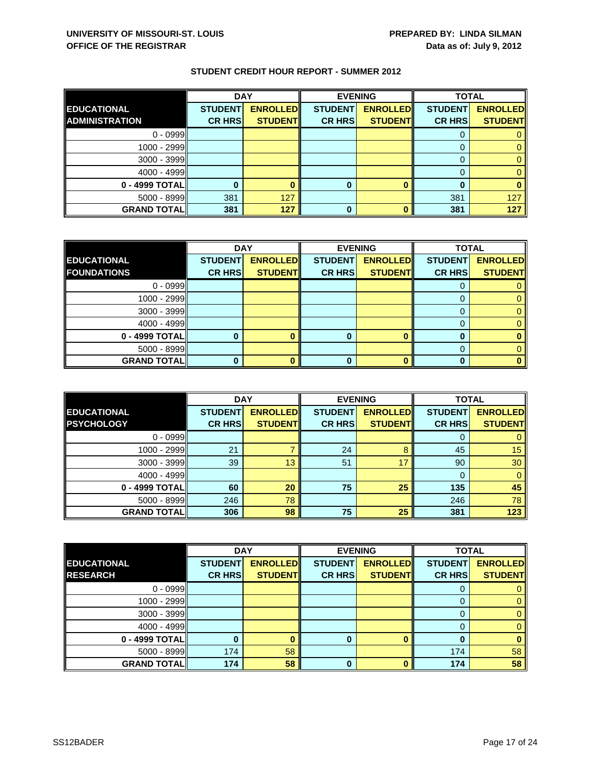**UNIVERSITY OF MISSOURI-ST. LOUIS**
**OFFICE OF THE REGISTRAR**

**PREPARED BY: LINDA SILMAN**
**Data as of: July 9, 2012**

## STUDENT CREDIT HOUR REPORT - SUMMER 2012

| | DAY | | EVENING | | TOTAL | |
|---|---|---|---|---|---|---|
| **EDUCATIONAL ADMINISTRATION** | **STUDENT CR HRS** | **ENROLLED STUDENT** | **STUDENT CR HRS** | **ENROLLED STUDENT** | **STUDENT CR HRS** | **ENROLLED STUDENT** |
| 0 - 0999 | | | | | 0 | 0 |
| 1000 - 2999 | | | | | 0 | 0 |
| 3000 - 3999 | | | | | 0 | 0 |
| 4000 - 4999 | | | | | 0 | 0 |
| **0 - 4999 TOTAL** | **0** | **0** | **0** | **0** | **0** | **0** |
| 5000 - 8999 | 381 | 127 | | | 381 | 127 |
| **GRAND TOTAL** | **381** | **127** | **0** | **0** | **381** | **127** |

| | DAY | | EVENING | | TOTAL | |
|---|---|---|---|---|---|---|
| **EDUCATIONAL FOUNDATIONS** | **STUDENT CR HRS** | **ENROLLED STUDENT** | **STUDENT CR HRS** | **ENROLLED STUDENT** | **STUDENT CR HRS** | **ENROLLED STUDENT** |
| 0 - 0999 | | | | | 0 | 0 |
| 1000 - 2999 | | | | | 0 | 0 |
| 3000 - 3999 | | | | | 0 | 0 |
| 4000 - 4999 | | | | | 0 | 0 |
| **0 - 4999 TOTAL** | **0** | **0** | **0** | **0** | **0** | **0** |
| 5000 - 8999 | | | | | 0 | 0 |
| **GRAND TOTAL** | **0** | **0** | **0** | **0** | **0** | **0** |

| | DAY | | EVENING | | TOTAL | |
|---|---|---|---|---|---|---|
| **EDUCATIONAL PSYCHOLOGY** | **STUDENT CR HRS** | **ENROLLED STUDENT** | **STUDENT CR HRS** | **ENROLLED STUDENT** | **STUDENT CR HRS** | **ENROLLED STUDENT** |
| 0 - 0999 | | | | | 0 | 0 |
| 1000 - 2999 | 21 | 7 | 24 | 8 | 45 | 15 |
| 3000 - 3999 | 39 | 13 | 51 | 17 | 90 | 30 |
| 4000 - 4999 | | | | | 0 | 0 |
| **0 - 4999 TOTAL** | **60** | **20** | **75** | **25** | **135** | **45** |
| 5000 - 8999 | 246 | 78 | | | 246 | 78 |
| **GRAND TOTAL** | **306** | **98** | **75** | **25** | **381** | **123** |

| | DAY | | EVENING | | TOTAL | |
|---|---|---|---|---|---|---|
| **EDUCATIONAL RESEARCH** | **STUDENT CR HRS** | **ENROLLED STUDENT** | **STUDENT CR HRS** | **ENROLLED STUDENT** | **STUDENT CR HRS** | **ENROLLED STUDENT** |
| 0 - 0999 | | | | | 0 | 0 |
| 1000 - 2999 | | | | | 0 | 0 |
| 3000 - 3999 | | | | | 0 | 0 |
| 4000 - 4999 | | | | | 0 | 0 |
| **0 - 4999 TOTAL** | **0** | **0** | **0** | **0** | **0** | **0** |
| 5000 - 8999 | 174 | 58 | | | 174 | 58 |
| **GRAND TOTAL** | **174** | **58** | **0** | **0** | **174** | **58** |

SS12BADER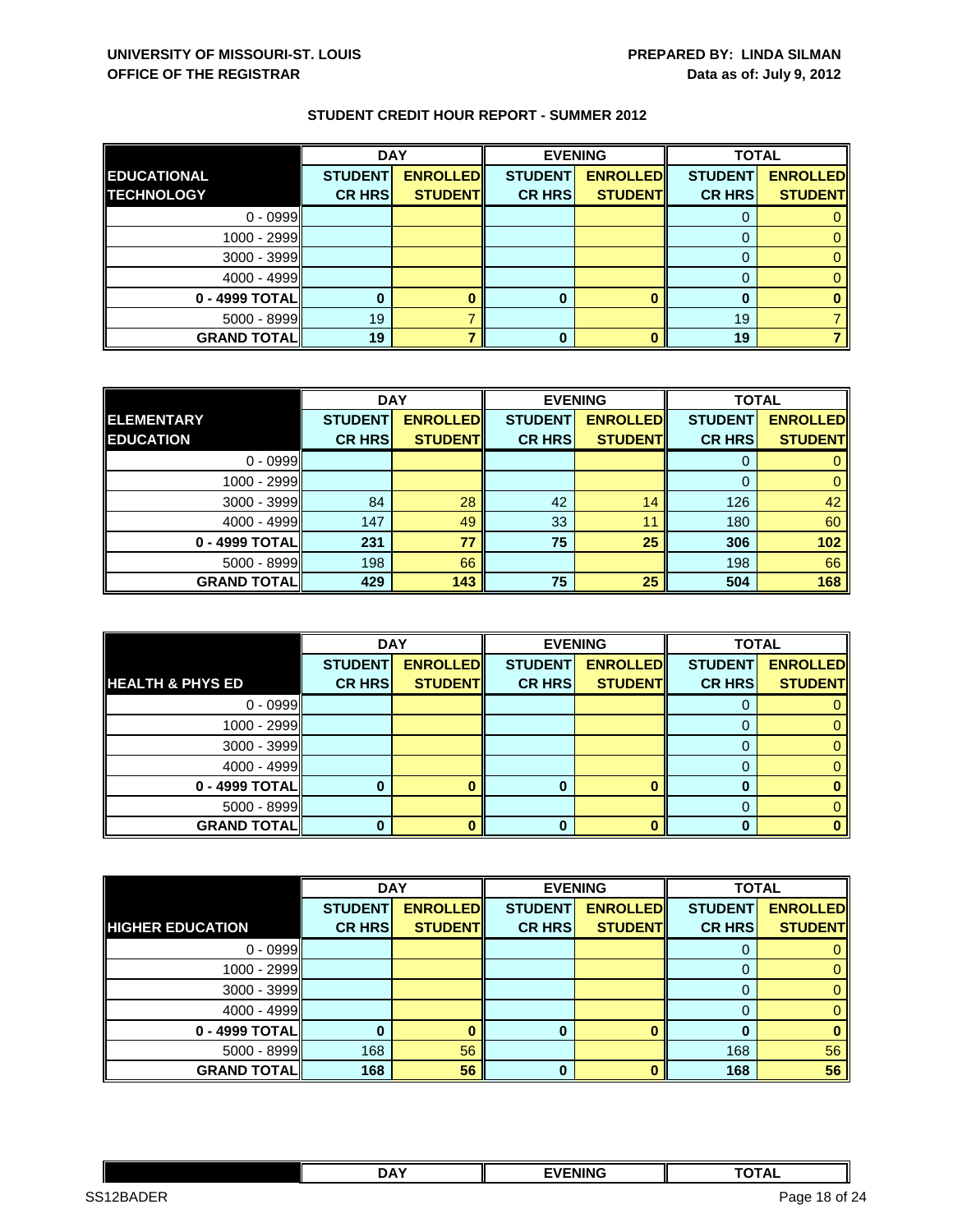**UNIVERSITY OF MISSOURI-ST. LOUIS**
**OFFICE OF THE REGISTRAR**

**PREPARED BY: LINDA SILMAN**
**Data as of: July 9, 2012**

**STUDENT CREDIT HOUR REPORT - SUMMER 2012**

| | DAY | | EVENING | | TOTAL | |
|---|---|---|---|---|---|---|
| **EDUCATIONAL TECHNOLOGY** | **STUDENT CR HRS** | **ENROLLED STUDENT** | **STUDENT CR HRS** | **ENROLLED STUDENT** | **STUDENT CR HRS** | **ENROLLED STUDENT** |
| 0 - 0999 | | | | | 0 | 0 |
| 1000 - 2999 | | | | | 0 | 0 |
| 3000 - 3999 | | | | | 0 | 0 |
| 4000 - 4999 | | | | | 0 | 0 |
| **0 - 4999 TOTAL** | **0** | **0** | **0** | **0** | **0** | **0** |
| 5000 - 8999 | 19 | 7 | | | 19 | 7 |
| **GRAND TOTAL** | **19** | **7** | **0** | **0** | **19** | **7** |

| | DAY | | EVENING | | TOTAL | |
|---|---|---|---|---|---|---|
| **ELEMENTARY EDUCATION** | **STUDENT CR HRS** | **ENROLLED STUDENT** | **STUDENT CR HRS** | **ENROLLED STUDENT** | **STUDENT CR HRS** | **ENROLLED STUDENT** |
| 0 - 0999 | | | | | 0 | 0 |
| 1000 - 2999 | | | | | 0 | 0 |
| 3000 - 3999 | 84 | 28 | 42 | 14 | 126 | 42 |
| 4000 - 4999 | 147 | 49 | 33 | 11 | 180 | 60 |
| **0 - 4999 TOTAL** | **231** | **77** | **75** | **25** | **306** | **102** |
| 5000 - 8999 | 198 | 66 | | | 198 | 66 |
| **GRAND TOTAL** | **429** | **143** | **75** | **25** | **504** | **168** |

| | DAY | | EVENING | | TOTAL | |
|---|---|---|---|---|---|---|
| **HEALTH & PHYS ED** | **STUDENT CR HRS** | **ENROLLED STUDENT** | **STUDENT CR HRS** | **ENROLLED STUDENT** | **STUDENT CR HRS** | **ENROLLED STUDENT** |
| 0 - 0999 | | | | | 0 | 0 |
| 1000 - 2999 | | | | | 0 | 0 |
| 3000 - 3999 | | | | | 0 | 0 |
| 4000 - 4999 | | | | | 0 | 0 |
| **0 - 4999 TOTAL** | **0** | **0** | **0** | **0** | **0** | **0** |
| 5000 - 8999 | | | | | 0 | 0 |
| **GRAND TOTAL** | **0** | **0** | **0** | **0** | **0** | **0** |

| | DAY | | EVENING | | TOTAL | |
|---|---|---|---|---|---|---|
| **HIGHER EDUCATION** | **STUDENT CR HRS** | **ENROLLED STUDENT** | **STUDENT CR HRS** | **ENROLLED STUDENT** | **STUDENT CR HRS** | **ENROLLED STUDENT** |
| 0 - 0999 | | | | | 0 | 0 |
| 1000 - 2999 | | | | | 0 | 0 |
| 3000 - 3999 | | | | | 0 | 0 |
| 4000 - 4999 | | | | | 0 | 0 |
| **0 - 4999 TOTAL** | **0** | **0** | **0** | **0** | **0** | **0** |
| 5000 - 8999 | 168 | 56 | | | 168 | 56 |
| **GRAND TOTAL** | **168** | **56** | **0** | **0** | **168** | **56** |

| | DAY | EVENING | TOTAL |
|---|---|---|---|

SS12BADER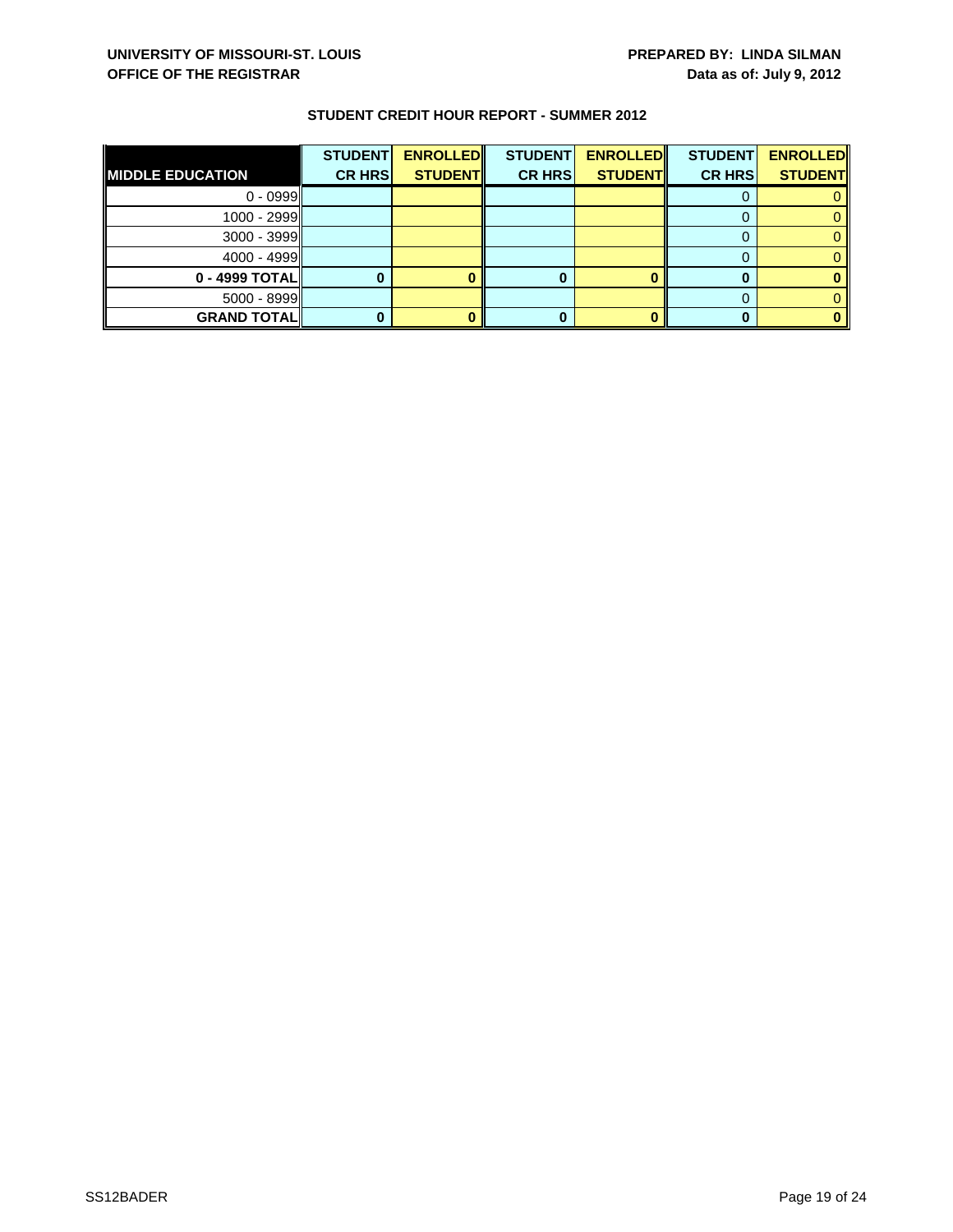UNIVERSITY OF MISSOURI-ST. LOUIS
OFFICE OF THE REGISTRAR

PREPARED BY: LINDA SILMAN
Data as of: July 9, 2012

## STUDENT CREDIT HOUR REPORT - SUMMER 2012

| MIDDLE EDUCATION | STUDENT CR HRS | ENROLLED STUDENT | STUDENT CR HRS | ENROLLED STUDENT | STUDENT CR HRS | ENROLLED STUDENT |
|---|---|---|---|---|---|---|
| 0 - 0999 | | | | | 0 | 0 |
| 1000 - 2999 | | | | | 0 | 0 |
| 3000 - 3999 | | | | | 0 | 0 |
| 4000 - 4999 | | | | | 0 | 0 |
| **0 - 4999 TOTAL** | **0** | **0** | **0** | **0** | **0** | **0** |
| 5000 - 8999 | | | | | 0 | 0 |
| **GRAND TOTAL** | **0** | **0** | **0** | **0** | **0** | **0** |

SS12BADER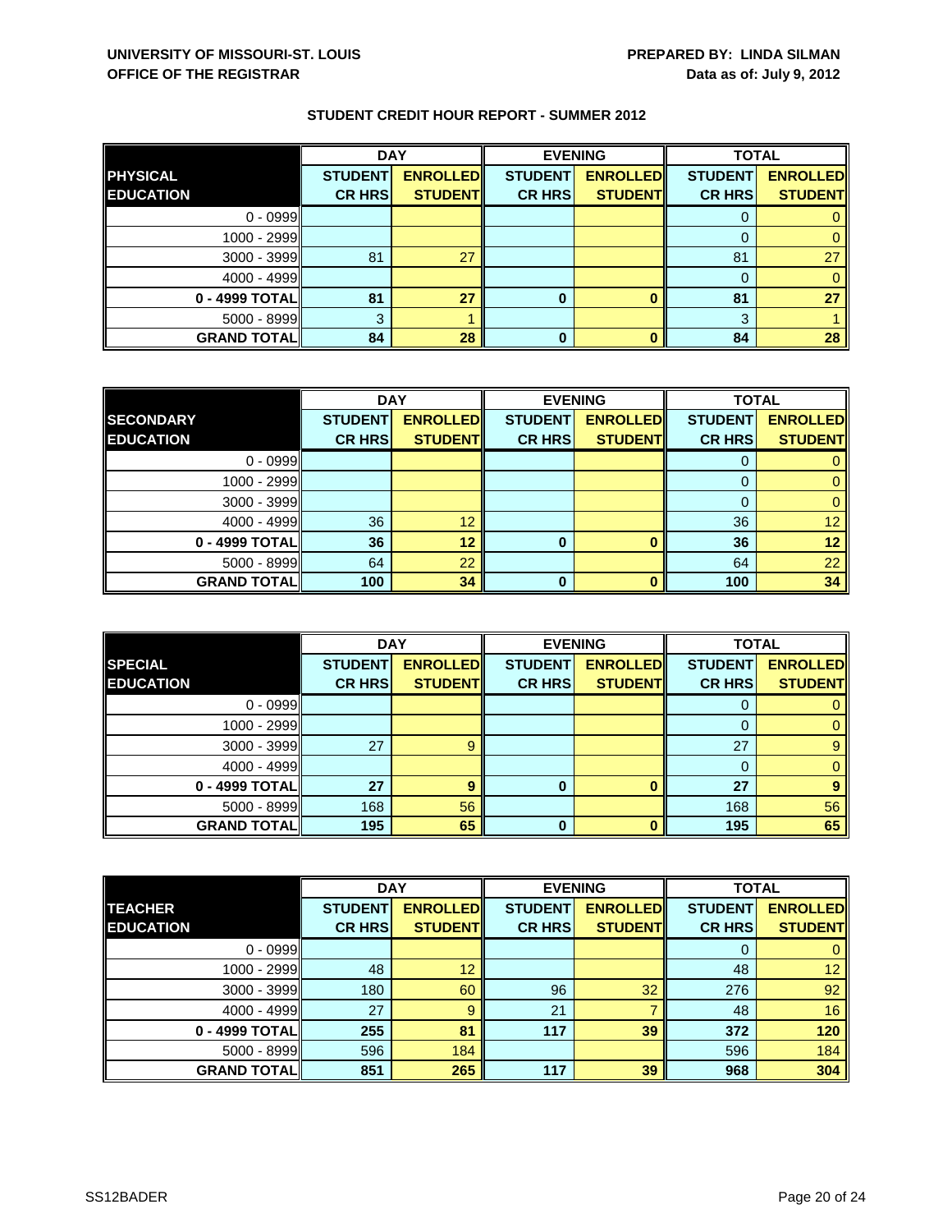**UNIVERSITY OF MISSOURI-ST. LOUIS**
**OFFICE OF THE REGISTRAR**

**PREPARED BY: LINDA SILMAN**
**Data as of: July 9, 2012**

## STUDENT CREDIT HOUR REPORT - SUMMER 2012

| | DAY | | EVENING | | TOTAL | |
|---|---|---|---|---|---|---|
| **PHYSICAL EDUCATION** | **STUDENT CR HRS** | **ENROLLED STUDENT** | **STUDENT CR HRS** | **ENROLLED STUDENT** | **STUDENT CR HRS** | **ENROLLED STUDENT** |
| 0 - 0999 | | | | | 0 | 0 |
| 1000 - 2999 | | | | | 0 | 0 |
| 3000 - 3999 | 81 | 27 | | | 81 | 27 |
| 4000 - 4999 | | | | | 0 | 0 |
| **0 - 4999 TOTAL** | **81** | **27** | **0** | **0** | **81** | **27** |
| 5000 - 8999 | 3 | 1 | | | 3 | 1 |
| **GRAND TOTAL** | **84** | **28** | **0** | **0** | **84** | **28** |

| | DAY | | EVENING | | TOTAL | |
|---|---|---|---|---|---|---|
| **SECONDARY EDUCATION** | **STUDENT CR HRS** | **ENROLLED STUDENT** | **STUDENT CR HRS** | **ENROLLED STUDENT** | **STUDENT CR HRS** | **ENROLLED STUDENT** |
| 0 - 0999 | | | | | 0 | 0 |
| 1000 - 2999 | | | | | 0 | 0 |
| 3000 - 3999 | | | | | 0 | 0 |
| 4000 - 4999 | 36 | 12 | | | 36 | 12 |
| **0 - 4999 TOTAL** | **36** | **12** | **0** | **0** | **36** | **12** |
| 5000 - 8999 | 64 | 22 | | | 64 | 22 |
| **GRAND TOTAL** | **100** | **34** | **0** | **0** | **100** | **34** |

| | DAY | | EVENING | | TOTAL | |
|---|---|---|---|---|---|---|
| **SPECIAL EDUCATION** | **STUDENT CR HRS** | **ENROLLED STUDENT** | **STUDENT CR HRS** | **ENROLLED STUDENT** | **STUDENT CR HRS** | **ENROLLED STUDENT** |
| 0 - 0999 | | | | | 0 | 0 |
| 1000 - 2999 | | | | | 0 | 0 |
| 3000 - 3999 | 27 | 9 | | | 27 | 9 |
| 4000 - 4999 | | | | | 0 | 0 |
| **0 - 4999 TOTAL** | **27** | **9** | **0** | **0** | **27** | **9** |
| 5000 - 8999 | 168 | 56 | | | 168 | 56 |
| **GRAND TOTAL** | **195** | **65** | **0** | **0** | **195** | **65** |

| | DAY | | EVENING | | TOTAL | |
|---|---|---|---|---|---|---|
| **TEACHER EDUCATION** | **STUDENT CR HRS** | **ENROLLED STUDENT** | **STUDENT CR HRS** | **ENROLLED STUDENT** | **STUDENT CR HRS** | **ENROLLED STUDENT** |
| 0 - 0999 | | | | | 0 | 0 |
| 1000 - 2999 | 48 | 12 | | | 48 | 12 |
| 3000 - 3999 | 180 | 60 | 96 | 32 | 276 | 92 |
| 4000 - 4999 | 27 | 9 | 21 | 7 | 48 | 16 |
| **0 - 4999 TOTAL** | **255** | **81** | **117** | **39** | **372** | **120** |
| 5000 - 8999 | 596 | 184 | | | 596 | 184 |
| **GRAND TOTAL** | **851** | **265** | **117** | **39** | **968** | **304** |

SS12BADER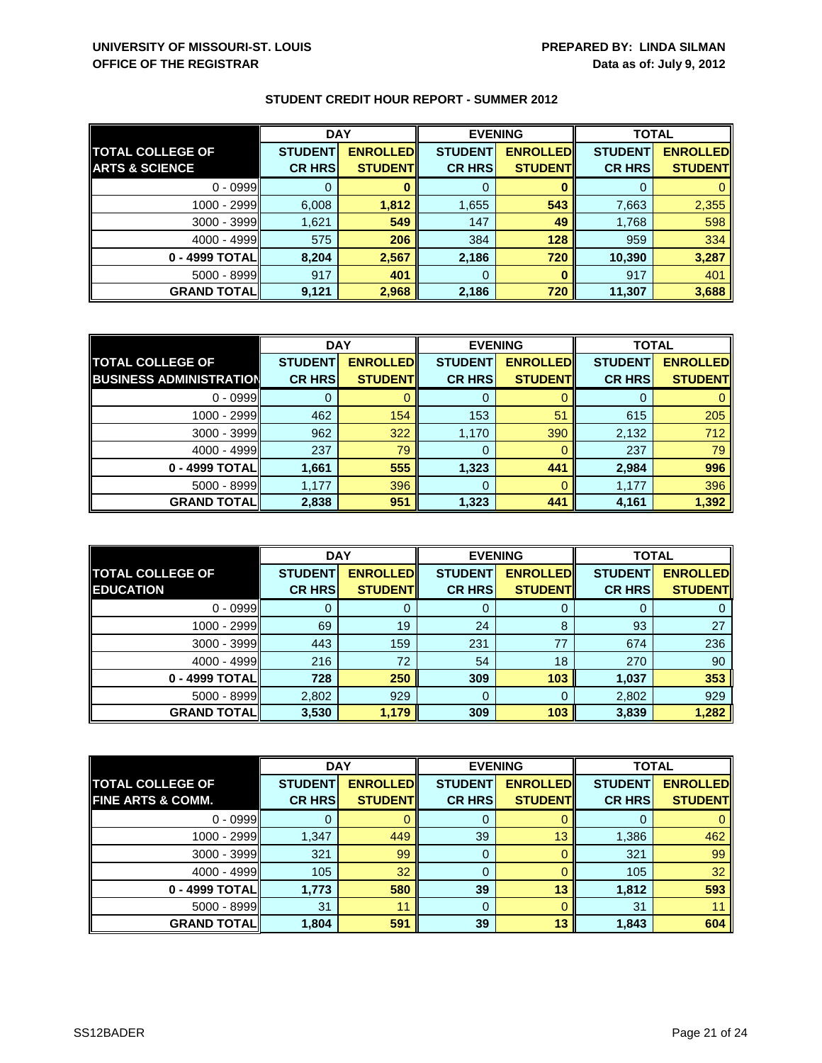**UNIVERSITY OF MISSOURI-ST. LOUIS**
**OFFICE OF THE REGISTRAR**

**PREPARED BY: LINDA SILMAN**
**Data as of: July 9, 2012**

## STUDENT CREDIT HOUR REPORT - SUMMER 2012

| | DAY | | EVENING | | TOTAL | |
|---|---|---|---|---|---|---|
| **TOTAL COLLEGE OF ARTS & SCIENCE** | **STUDENT CR HRS** | **ENROLLED STUDENT** | **STUDENT CR HRS** | **ENROLLED STUDENT** | **STUDENT CR HRS** | **ENROLLED STUDENT** |
| 0 - 0999 | 0 | **0** | 0 | **0** | 0 | 0 |
| 1000 - 2999 | 6,008 | **1,812** | 1,655 | **543** | 7,663 | 2,355 |
| 3000 - 3999 | 1,621 | **549** | 147 | **49** | 1,768 | 598 |
| 4000 - 4999 | 575 | **206** | 384 | **128** | 959 | 334 |
| **0 - 4999 TOTAL** | **8,204** | **2,567** | **2,186** | **720** | **10,390** | **3,287** |
| 5000 - 8999 | 917 | **401** | 0 | **0** | 917 | 401 |
| **GRAND TOTAL** | **9,121** | **2,968** | **2,186** | **720** | **11,307** | **3,688** |

| | DAY | | EVENING | | TOTAL | |
|---|---|---|---|---|---|---|
| **TOTAL COLLEGE OF BUSINESS ADMINISTRATION** | **STUDENT CR HRS** | **ENROLLED STUDENT** | **STUDENT CR HRS** | **ENROLLED STUDENT** | **STUDENT CR HRS** | **ENROLLED STUDENT** |
| 0 - 0999 | 0 | 0 | 0 | 0 | 0 | 0 |
| 1000 - 2999 | 462 | 154 | 153 | 51 | 615 | 205 |
| 3000 - 3999 | 962 | 322 | 1,170 | 390 | 2,132 | 712 |
| 4000 - 4999 | 237 | 79 | 0 | 0 | 237 | 79 |
| **0 - 4999 TOTAL** | **1,661** | **555** | **1,323** | **441** | **2,984** | **996** |
| 5000 - 8999 | 1,177 | 396 | 0 | 0 | 1,177 | 396 |
| **GRAND TOTAL** | **2,838** | **951** | **1,323** | **441** | **4,161** | **1,392** |

| | DAY | | EVENING | | TOTAL | |
|---|---|---|---|---|---|---|
| **TOTAL COLLEGE OF EDUCATION** | **STUDENT CR HRS** | **ENROLLED STUDENT** | **STUDENT CR HRS** | **ENROLLED STUDENT** | **STUDENT CR HRS** | **ENROLLED STUDENT** |
| 0 - 0999 | 0 | 0 | 0 | 0 | 0 | 0 |
| 1000 - 2999 | 69 | 19 | 24 | 8 | 93 | 27 |
| 3000 - 3999 | 443 | 159 | 231 | 77 | 674 | 236 |
| 4000 - 4999 | 216 | 72 | 54 | 18 | 270 | 90 |
| **0 - 4999 TOTAL** | **728** | **250** | **309** | **103** | **1,037** | **353** |
| 5000 - 8999 | 2,802 | 929 | 0 | 0 | 2,802 | 929 |
| **GRAND TOTAL** | **3,530** | **1,179** | **309** | **103** | **3,839** | **1,282** |

| | DAY | | EVENING | | TOTAL | |
|---|---|---|---|---|---|---|
| **TOTAL COLLEGE OF FINE ARTS & COMM.** | **STUDENT CR HRS** | **ENROLLED STUDENT** | **STUDENT CR HRS** | **ENROLLED STUDENT** | **STUDENT CR HRS** | **ENROLLED STUDENT** |
| 0 - 0999 | 0 | 0 | 0 | 0 | 0 | 0 |
| 1000 - 2999 | 1,347 | 449 | 39 | 13 | 1,386 | 462 |
| 3000 - 3999 | 321 | 99 | 0 | 0 | 321 | 99 |
| 4000 - 4999 | 105 | 32 | 0 | 0 | 105 | 32 |
| **0 - 4999 TOTAL** | **1,773** | **580** | **39** | **13** | **1,812** | **593** |
| 5000 - 8999 | 31 | 11 | 0 | 0 | 31 | 11 |
| **GRAND TOTAL** | **1,804** | **591** | **39** | **13** | **1,843** | **604** |

SS12BADER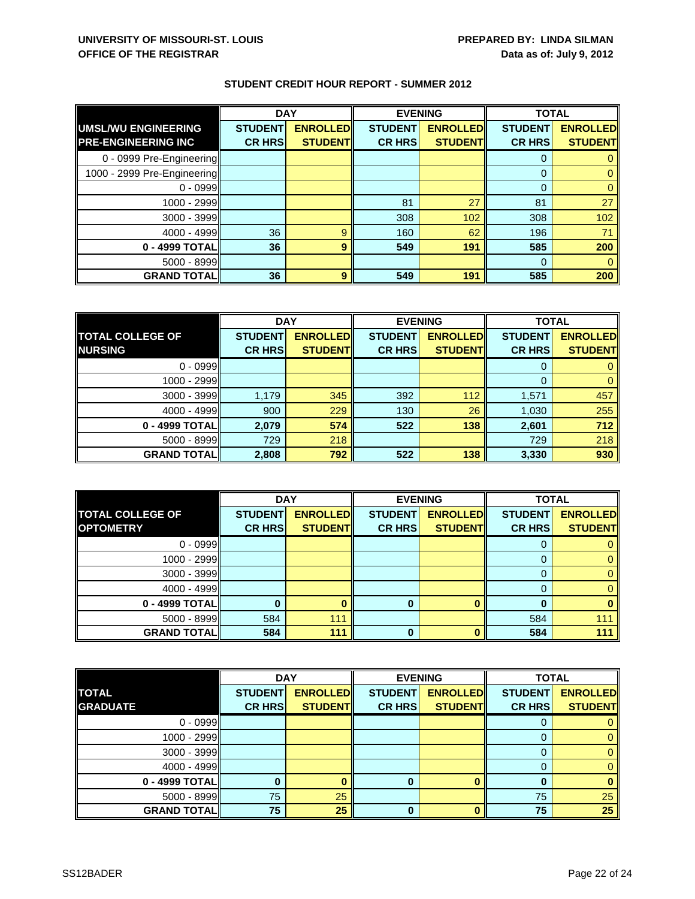**UNIVERSITY OF MISSOURI-ST. LOUIS**
**OFFICE OF THE REGISTRAR**

**PREPARED BY: LINDA SILMAN**
**Data as of: July 9, 2012**

**STUDENT CREDIT HOUR REPORT - SUMMER 2012**

| UMSL/WU ENGINEERING PRE-ENGINEERING INC | DAY | | EVENING | | TOTAL | |
|---|---|---|---|---|---|---|
| | STUDENT CR HRS | ENROLLED STUDENT | STUDENT CR HRS | ENROLLED STUDENT | STUDENT CR HRS | ENROLLED STUDENT |
| 0 - 0999 Pre-Engineering | | | | | 0 | 0 |
| 1000 - 2999 Pre-Engineering | | | | | 0 | 0 |
| 0 - 0999 | | | | | 0 | 0 |
| 1000 - 2999 | | | 81 | 27 | 81 | 27 |
| 3000 - 3999 | | | 308 | 102 | 308 | 102 |
| 4000 - 4999 | 36 | 9 | 160 | 62 | 196 | 71 |
| **0 - 4999 TOTAL** | **36** | **9** | **549** | **191** | **585** | **200** |
| 5000 - 8999 | | | | | 0 | 0 |
| **GRAND TOTAL** | **36** | **9** | **549** | **191** | **585** | **200** |

| TOTAL COLLEGE OF NURSING | DAY | | EVENING | | TOTAL | |
|---|---|---|---|---|---|---|
| | STUDENT CR HRS | ENROLLED STUDENT | STUDENT CR HRS | ENROLLED STUDENT | STUDENT CR HRS | ENROLLED STUDENT |
| 0 - 0999 | | | | | 0 | 0 |
| 1000 - 2999 | | | | | 0 | 0 |
| 3000 - 3999 | 1,179 | 345 | 392 | 112 | 1,571 | 457 |
| 4000 - 4999 | 900 | 229 | 130 | 26 | 1,030 | 255 |
| **0 - 4999 TOTAL** | **2,079** | **574** | **522** | **138** | **2,601** | **712** |
| 5000 - 8999 | 729 | 218 | | | 729 | 218 |
| **GRAND TOTAL** | **2,808** | **792** | **522** | **138** | **3,330** | **930** |

| TOTAL COLLEGE OF OPTOMETRY | DAY | | EVENING | | TOTAL | |
|---|---|---|---|---|---|---|
| | STUDENT CR HRS | ENROLLED STUDENT | STUDENT CR HRS | ENROLLED STUDENT | STUDENT CR HRS | ENROLLED STUDENT |
| 0 - 0999 | | | | | 0 | 0 |
| 1000 - 2999 | | | | | 0 | 0 |
| 3000 - 3999 | | | | | 0 | 0 |
| 4000 - 4999 | | | | | 0 | 0 |
| **0 - 4999 TOTAL** | **0** | **0** | **0** | **0** | **0** | **0** |
| 5000 - 8999 | 584 | 111 | | | 584 | 111 |
| **GRAND TOTAL** | **584** | **111** | **0** | **0** | **584** | **111** |

| TOTAL GRADUATE | DAY | | EVENING | | TOTAL | |
|---|---|---|---|---|---|---|
| | STUDENT CR HRS | ENROLLED STUDENT | STUDENT CR HRS | ENROLLED STUDENT | STUDENT CR HRS | ENROLLED STUDENT |
| 0 - 0999 | | | | | 0 | 0 |
| 1000 - 2999 | | | | | 0 | 0 |
| 3000 - 3999 | | | | | 0 | 0 |
| 4000 - 4999 | | | | | 0 | 0 |
| **0 - 4999 TOTAL** | **0** | **0** | **0** | **0** | **0** | **0** |
| 5000 - 8999 | 75 | 25 | | | 75 | 25 |
| **GRAND TOTAL** | **75** | **25** | **0** | **0** | **75** | **25** |

SS12BADER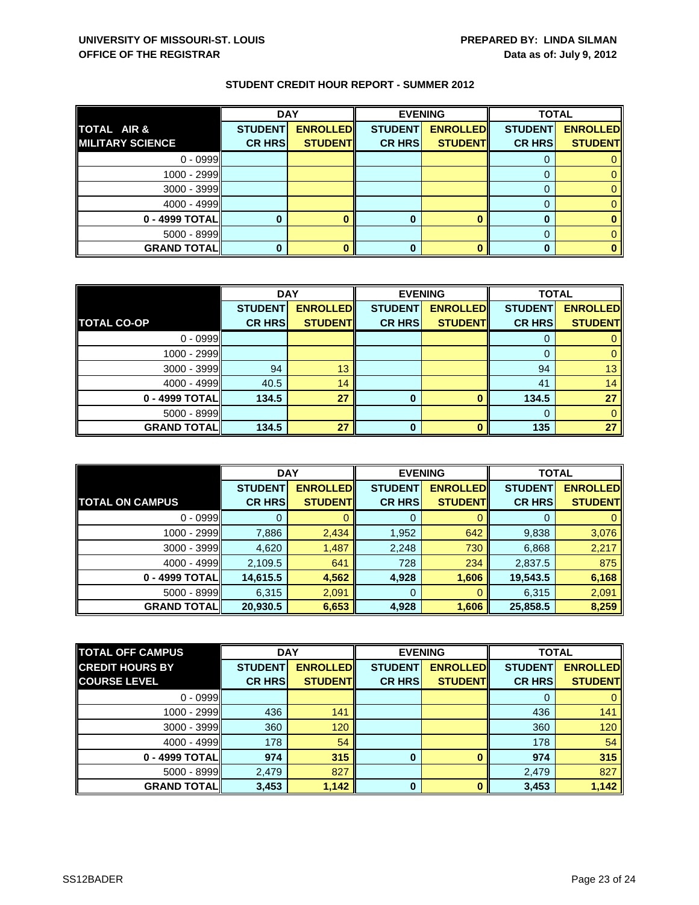**UNIVERSITY OF MISSOURI-ST. LOUIS**
**OFFICE OF THE REGISTRAR**

**PREPARED BY: LINDA SILMAN**
**Data as of: July 9, 2012**

## STUDENT CREDIT HOUR REPORT - SUMMER 2012

| TOTAL AIR & MILITARY SCIENCE | DAY | | EVENING | | TOTAL | |
|---|---|---|---|---|---|---|
| | STUDENT CR HRS | ENROLLED STUDENT | STUDENT CR HRS | ENROLLED STUDENT | STUDENT CR HRS | ENROLLED STUDENT |
| 0 - 0999 | | | | | 0 | 0 |
| 1000 - 2999 | | | | | 0 | 0 |
| 3000 - 3999 | | | | | 0 | 0 |
| 4000 - 4999 | | | | | 0 | 0 |
| **0 - 4999 TOTAL** | **0** | **0** | **0** | **0** | **0** | **0** |
| 5000 - 8999 | | | | | 0 | 0 |
| **GRAND TOTAL** | **0** | **0** | **0** | **0** | **0** | **0** |

| TOTAL CO-OP | DAY | | EVENING | | TOTAL | |
|---|---|---|---|---|---|---|
| | STUDENT CR HRS | ENROLLED STUDENT | STUDENT CR HRS | ENROLLED STUDENT | STUDENT CR HRS | ENROLLED STUDENT |
| 0 - 0999 | | | | | 0 | 0 |
| 1000 - 2999 | | | | | 0 | 0 |
| 3000 - 3999 | 94 | 13 | | | 94 | 13 |
| 4000 - 4999 | 40.5 | 14 | | | 41 | 14 |
| **0 - 4999 TOTAL** | **134.5** | **27** | **0** | **0** | **134.5** | **27** |
| 5000 - 8999 | | | | | 0 | 0 |
| **GRAND TOTAL** | **134.5** | **27** | **0** | **0** | **135** | **27** |

| TOTAL ON CAMPUS | DAY | | EVENING | | TOTAL | |
|---|---|---|---|---|---|---|
| | STUDENT CR HRS | ENROLLED STUDENT | STUDENT CR HRS | ENROLLED STUDENT | STUDENT CR HRS | ENROLLED STUDENT |
| 0 - 0999 | 0 | 0 | 0 | 0 | 0 | 0 |
| 1000 - 2999 | 7,886 | 2,434 | 1,952 | 642 | 9,838 | 3,076 |
| 3000 - 3999 | 4,620 | 1,487 | 2,248 | 730 | 6,868 | 2,217 |
| 4000 - 4999 | 2,109.5 | 641 | 728 | 234 | 2,837.5 | 875 |
| **0 - 4999 TOTAL** | **14,615.5** | **4,562** | **4,928** | **1,606** | **19,543.5** | **6,168** |
| 5000 - 8999 | 6,315 | 2,091 | 0 | 0 | 6,315 | 2,091 |
| **GRAND TOTAL** | **20,930.5** | **6,653** | **4,928** | **1,606** | **25,858.5** | **8,259** |

| TOTAL OFF CAMPUS CREDIT HOURS BY COURSE LEVEL | DAY | | EVENING | | TOTAL | |
|---|---|---|---|---|---|---|
| | STUDENT CR HRS | ENROLLED STUDENT | STUDENT CR HRS | ENROLLED STUDENT | STUDENT CR HRS | ENROLLED STUDENT |
| 0 - 0999 | | | | | 0 | 0 |
| 1000 - 2999 | 436 | 141 | | | 436 | 141 |
| 3000 - 3999 | 360 | 120 | | | 360 | 120 |
| 4000 - 4999 | 178 | 54 | | | 178 | 54 |
| **0 - 4999 TOTAL** | **974** | **315** | **0** | **0** | **974** | **315** |
| 5000 - 8999 | 2,479 | 827 | | | 2,479 | 827 |
| **GRAND TOTAL** | **3,453** | **1,142** | **0** | **0** | **3,453** | **1,142** |

SS12BADER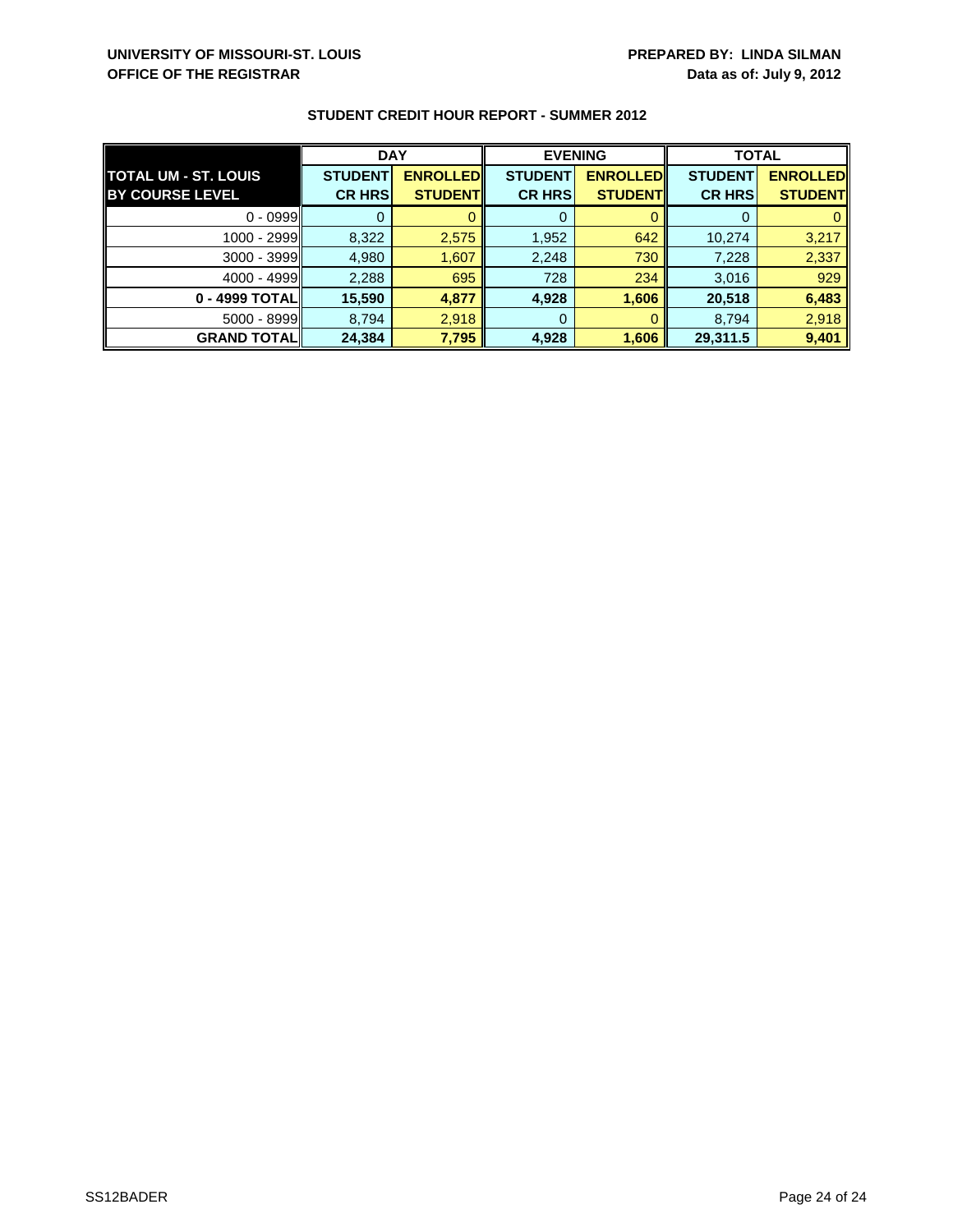**UNIVERSITY OF MISSOURI-ST. LOUIS**
**OFFICE OF THE REGISTRAR**

**PREPARED BY: LINDA SILMAN**
**Data as of: July 9, 2012**

## STUDENT CREDIT HOUR REPORT - SUMMER 2012

| | DAY | | EVENING | | TOTAL | |
|---|---|---|---|---|---|---|
| **TOTAL UM - ST. LOUIS BY COURSE LEVEL** | **STUDENT CR HRS** | **ENROLLED STUDENT** | **STUDENT CR HRS** | **ENROLLED STUDENT** | **STUDENT CR HRS** | **ENROLLED STUDENT** |
| 0 - 0999 | 0 | 0 | 0 | 0 | 0 | 0 |
| 1000 - 2999 | 8,322 | 2,575 | 1,952 | 642 | 10,274 | 3,217 |
| 3000 - 3999 | 4,980 | 1,607 | 2,248 | 730 | 7,228 | 2,337 |
| 4000 - 4999 | 2,288 | 695 | 728 | 234 | 3,016 | 929 |
| **0 - 4999 TOTAL** | **15,590** | **4,877** | **4,928** | **1,606** | **20,518** | **6,483** |
| 5000 - 8999 | 8,794 | 2,918 | 0 | 0 | 8,794 | 2,918 |
| **GRAND TOTAL** | **24,384** | **7,795** | **4,928** | **1,606** | **29,311.5** | **9,401** |

SS12BADER